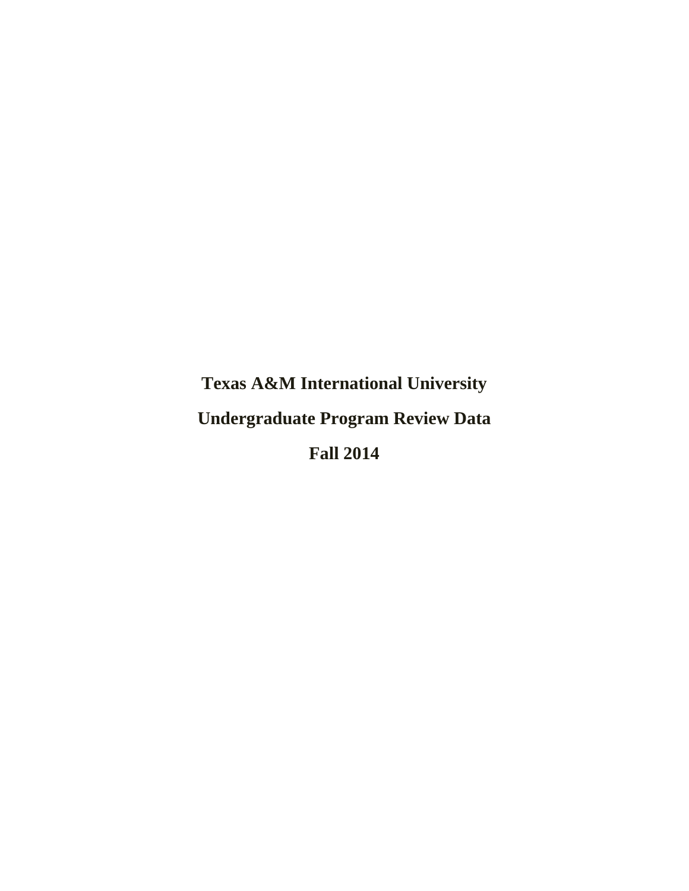# Texas A&M International University

# Undergraduate Program Review Data

# Fall 2014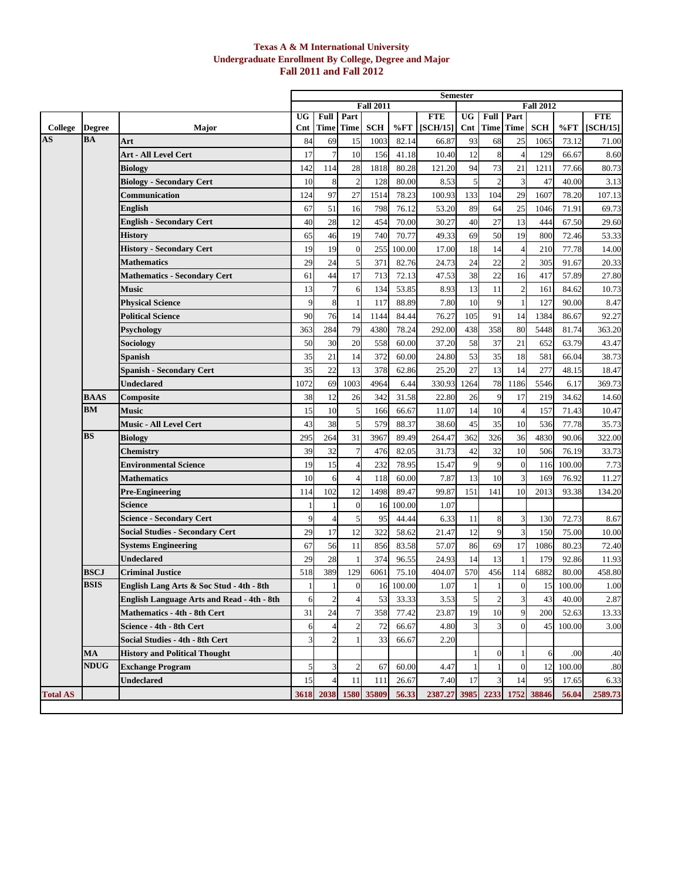**Texas A & M International University**
**Undergraduate Enrollment By College, Degree and Major**
**Fall 2011 and Fall 2012**

| College | Degree | Major | Fall 2011 UG Cnt | Fall 2011 Full Time | Fall 2011 Part Time | Fall 2011 SCH | Fall 2011 %FT | Fall 2011 FTE [SCH/15] | Fall 2012 UG Cnt | Fall 2012 Full Time | Fall 2012 Part Time | Fall 2012 SCH | Fall 2012 %FT | Fall 2012 FTE [SCH/15] |
|---|---|---|---|---|---|---|---|---|---|---|---|---|---|---|
| AS | BA | Art | 84 | 69 | 15 | 1003 | 82.14 | 66.87 | 93 | 68 | 25 | 1065 | 73.12 | 71.00 |
| | | Art - All Level Cert | 17 | 7 | 10 | 156 | 41.18 | 10.40 | 12 | 8 | 4 | 129 | 66.67 | 8.60 |
| | | Biology | 142 | 114 | 28 | 1818 | 80.28 | 121.20 | 94 | 73 | 21 | 1211 | 77.66 | 80.73 |
| | | Biology - Secondary Cert | 10 | 8 | 2 | 128 | 80.00 | 8.53 | 5 | 2 | 3 | 47 | 40.00 | 3.13 |
| | | Communication | 124 | 97 | 27 | 1514 | 78.23 | 100.93 | 133 | 104 | 29 | 1607 | 78.20 | 107.13 |
| | | English | 67 | 51 | 16 | 798 | 76.12 | 53.20 | 89 | 64 | 25 | 1046 | 71.91 | 69.73 |
| | | English - Secondary Cert | 40 | 28 | 12 | 454 | 70.00 | 30.27 | 40 | 27 | 13 | 444 | 67.50 | 29.60 |
| | | History | 65 | 46 | 19 | 740 | 70.77 | 49.33 | 69 | 50 | 19 | 800 | 72.46 | 53.33 |
| | | History - Secondary Cert | 19 | 19 | 0 | 255 | 100.00 | 17.00 | 18 | 14 | 4 | 210 | 77.78 | 14.00 |
| | | Mathematics | 29 | 24 | 5 | 371 | 82.76 | 24.73 | 24 | 22 | 2 | 305 | 91.67 | 20.33 |
| | | Mathematics - Secondary Cert | 61 | 44 | 17 | 713 | 72.13 | 47.53 | 38 | 22 | 16 | 417 | 57.89 | 27.80 |
| | | Music | 13 | 7 | 6 | 134 | 53.85 | 8.93 | 13 | 11 | 2 | 161 | 84.62 | 10.73 |
| | | Physical Science | 9 | 8 | 1 | 117 | 88.89 | 7.80 | 10 | 9 | 1 | 127 | 90.00 | 8.47 |
| | | Political Science | 90 | 76 | 14 | 1144 | 84.44 | 76.27 | 105 | 91 | 14 | 1384 | 86.67 | 92.27 |
| | | Psychology | 363 | 284 | 79 | 4380 | 78.24 | 292.00 | 438 | 358 | 80 | 5448 | 81.74 | 363.20 |
| | | Sociology | 50 | 30 | 20 | 558 | 60.00 | 37.20 | 58 | 37 | 21 | 652 | 63.79 | 43.47 |
| | | Spanish | 35 | 21 | 14 | 372 | 60.00 | 24.80 | 53 | 35 | 18 | 581 | 66.04 | 38.73 |
| | | Spanish - Secondary Cert | 35 | 22 | 13 | 378 | 62.86 | 25.20 | 27 | 13 | 14 | 277 | 48.15 | 18.47 |
| | | Undeclared | 1072 | 69 | 1003 | 4964 | 6.44 | 330.93 | 1264 | 78 | 1186 | 5546 | 6.17 | 369.73 |
| | BAAS | Composite | 38 | 12 | 26 | 342 | 31.58 | 22.80 | 26 | 9 | 17 | 219 | 34.62 | 14.60 |
| | BM | Music | 15 | 10 | 5 | 166 | 66.67 | 11.07 | 14 | 10 | 4 | 157 | 71.43 | 10.47 |
| | | Music - All Level Cert | 43 | 38 | 5 | 579 | 88.37 | 38.60 | 45 | 35 | 10 | 536 | 77.78 | 35.73 |
| | BS | Biology | 295 | 264 | 31 | 3967 | 89.49 | 264.47 | 362 | 326 | 36 | 4830 | 90.06 | 322.00 |
| | | Chemistry | 39 | 32 | 7 | 476 | 82.05 | 31.73 | 42 | 32 | 10 | 506 | 76.19 | 33.73 |
| | | Environmental Science | 19 | 15 | 4 | 232 | 78.95 | 15.47 | 9 | 9 | 0 | 116 | 100.00 | 7.73 |
| | | Mathematics | 10 | 6 | 4 | 118 | 60.00 | 7.87 | 13 | 10 | 3 | 169 | 76.92 | 11.27 |
| | | Pre-Engineering | 114 | 102 | 12 | 1498 | 89.47 | 99.87 | 151 | 141 | 10 | 2013 | 93.38 | 134.20 |
| | | Science | 1 | 1 | 0 | 16 | 100.00 | 1.07 | | | | | | |
| | | Science - Secondary Cert | 9 | 4 | 5 | 95 | 44.44 | 6.33 | 11 | 8 | 3 | 130 | 72.73 | 8.67 |
| | | Social Studies - Secondary Cert | 29 | 17 | 12 | 322 | 58.62 | 21.47 | 12 | 9 | 3 | 150 | 75.00 | 10.00 |
| | | Systems Engineering | 67 | 56 | 11 | 856 | 83.58 | 57.07 | 86 | 69 | 17 | 1086 | 80.23 | 72.40 |
| | | Undeclared | 29 | 28 | 1 | 374 | 96.55 | 24.93 | 14 | 13 | 1 | 179 | 92.86 | 11.93 |
| | BSCJ | Criminal Justice | 518 | 389 | 129 | 6061 | 75.10 | 404.07 | 570 | 456 | 114 | 6882 | 80.00 | 458.80 |
| | BSIS | English Lang Arts & Soc Stud - 4th - 8th | 1 | 1 | 0 | 16 | 100.00 | 1.07 | 1 | 1 | 0 | 15 | 100.00 | 1.00 |
| | | English Language Arts and Read - 4th - 8th | 6 | 2 | 4 | 53 | 33.33 | 3.53 | 5 | 2 | 3 | 43 | 40.00 | 2.87 |
| | | Mathematics - 4th - 8th Cert | 31 | 24 | 7 | 358 | 77.42 | 23.87 | 19 | 10 | 9 | 200 | 52.63 | 13.33 |
| | | Science - 4th - 8th Cert | 6 | 4 | 2 | 72 | 66.67 | 4.80 | 3 | 3 | 0 | 45 | 100.00 | 3.00 |
| | | Social Studies - 4th - 8th Cert | 3 | 2 | 1 | 33 | 66.67 | 2.20 | | | | | | |
| | MA | History and Political Thought | | | | | | | 1 | 0 | 1 | 6 | .00 | .40 |
| | NDUG | Exchange Program | 5 | 3 | 2 | 67 | 60.00 | 4.47 | 1 | 1 | 0 | 12 | 100.00 | .80 |
| | | Undeclared | 15 | 4 | 11 | 111 | 26.67 | 7.40 | 17 | 3 | 14 | 95 | 17.65 | 6.33 |
| **Total AS** | | | **3618** | **2038** | **1580** | **35809** | **56.33** | **2387.27** | **3985** | **2233** | **1752** | **38846** | **56.04** | **2589.73** |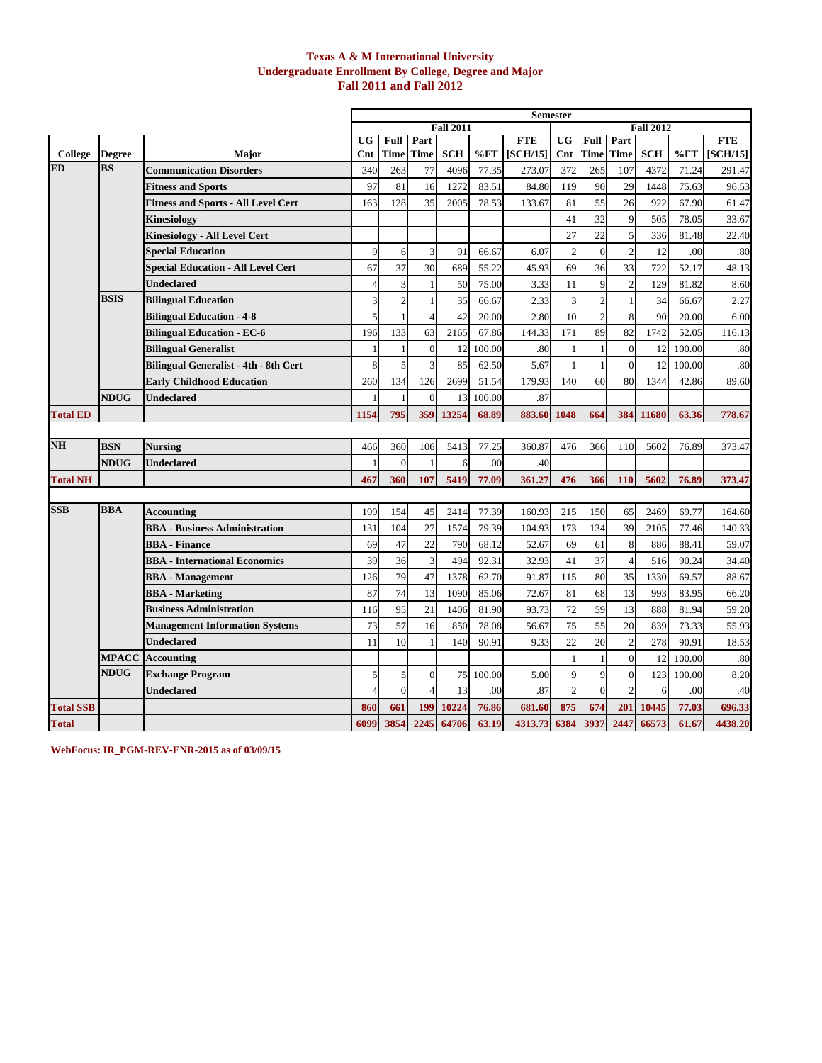**Texas A & M International University**
**Undergraduate Enrollment By College, Degree and Major**
**Fall 2011 and Fall 2012**

| | | | Semester | | | | | | | | | | | |
|---|---|---|---|---|---|---|---|---|---|---|---|---|---|---|
| | | | Fall 2011 | | | | | | Fall 2012 | | | | | |
| College | Degree | Major | UG Cnt | Full Time | Part Time | SCH | %FT | FTE [SCH/15] | UG Cnt | Full Time | Part Time | SCH | %FT | FTE [SCH/15] |
| ED | BS | Communication Disorders | 340 | 263 | 77 | 4096 | 77.35 | 273.07 | 372 | 265 | 107 | 4372 | 71.24 | 291.47 |
| | | Fitness and Sports | 97 | 81 | 16 | 1272 | 83.51 | 84.80 | 119 | 90 | 29 | 1448 | 75.63 | 96.53 |
| | | Fitness and Sports - All Level Cert | 163 | 128 | 35 | 2005 | 78.53 | 133.67 | 81 | 55 | 26 | 922 | 67.90 | 61.47 |
| | | Kinesiology | | | | | | | 41 | 32 | 9 | 505 | 78.05 | 33.67 |
| | | Kinesiology - All Level Cert | | | | | | | 27 | 22 | 5 | 336 | 81.48 | 22.40 |
| | | Special Education | 9 | 6 | 3 | 91 | 66.67 | 6.07 | 2 | 0 | 2 | 12 | .00 | .80 |
| | | Special Education - All Level Cert | 67 | 37 | 30 | 689 | 55.22 | 45.93 | 69 | 36 | 33 | 722 | 52.17 | 48.13 |
| | | Undeclared | 4 | 3 | 1 | 50 | 75.00 | 3.33 | 11 | 9 | 2 | 129 | 81.82 | 8.60 |
| | BSIS | Bilingual Education | 3 | 2 | 1 | 35 | 66.67 | 2.33 | 3 | 2 | 1 | 34 | 66.67 | 2.27 |
| | | Bilingual Education - 4-8 | 5 | 1 | 4 | 42 | 20.00 | 2.80 | 10 | 2 | 8 | 90 | 20.00 | 6.00 |
| | | Bilingual Education - EC-6 | 196 | 133 | 63 | 2165 | 67.86 | 144.33 | 171 | 89 | 82 | 1742 | 52.05 | 116.13 |
| | | Bilingual Generalist | 1 | 1 | 0 | 12 | 100.00 | .80 | 1 | 1 | 0 | 12 | 100.00 | .80 |
| | | Bilingual Generalist - 4th - 8th Cert | 8 | 5 | 3 | 85 | 62.50 | 5.67 | 1 | 1 | 0 | 12 | 100.00 | .80 |
| | | Early Childhood Education | 260 | 134 | 126 | 2699 | 51.54 | 179.93 | 140 | 60 | 80 | 1344 | 42.86 | 89.60 |
| | NDUG | Undeclared | 1 | 1 | 0 | 13 | 100.00 | .87 | | | | | | |
| **Total ED** | | | **1154** | **795** | **359** | **13254** | **68.89** | **883.60** | **1048** | **664** | **384** | **11680** | **63.36** | **778.67** |
| NH | BSN | Nursing | 466 | 360 | 106 | 5413 | 77.25 | 360.87 | 476 | 366 | 110 | 5602 | 76.89 | 373.47 |
| | NDUG | Undeclared | 1 | 0 | 1 | 6 | .00 | .40 | | | | | | |
| **Total NH** | | | **467** | **360** | **107** | **5419** | **77.09** | **361.27** | **476** | **366** | **110** | **5602** | **76.89** | **373.47** |
| SSB | BBA | Accounting | 199 | 154 | 45 | 2414 | 77.39 | 160.93 | 215 | 150 | 65 | 2469 | 69.77 | 164.60 |
| | | BBA - Business Administration | 131 | 104 | 27 | 1574 | 79.39 | 104.93 | 173 | 134 | 39 | 2105 | 77.46 | 140.33 |
| | | BBA - Finance | 69 | 47 | 22 | 790 | 68.12 | 52.67 | 69 | 61 | 8 | 886 | 88.41 | 59.07 |
| | | BBA - International Economics | 39 | 36 | 3 | 494 | 92.31 | 32.93 | 41 | 37 | 4 | 516 | 90.24 | 34.40 |
| | | BBA - Management | 126 | 79 | 47 | 1378 | 62.70 | 91.87 | 115 | 80 | 35 | 1330 | 69.57 | 88.67 |
| | | BBA - Marketing | 87 | 74 | 13 | 1090 | 85.06 | 72.67 | 81 | 68 | 13 | 993 | 83.95 | 66.20 |
| | | Business Administration | 116 | 95 | 21 | 1406 | 81.90 | 93.73 | 72 | 59 | 13 | 888 | 81.94 | 59.20 |
| | | Management Information Systems | 73 | 57 | 16 | 850 | 78.08 | 56.67 | 75 | 55 | 20 | 839 | 73.33 | 55.93 |
| | | Undeclared | 11 | 10 | 1 | 140 | 90.91 | 9.33 | 22 | 20 | 2 | 278 | 90.91 | 18.53 |
| | MPACC | Accounting | | | | | | | 1 | 1 | 0 | 12 | 100.00 | .80 |
| | NDUG | Exchange Program | 5 | 5 | 0 | 75 | 100.00 | 5.00 | 9 | 9 | 0 | 123 | 100.00 | 8.20 |
| | | Undeclared | 4 | 0 | 4 | 13 | .00 | .87 | 2 | 0 | 2 | 6 | .00 | .40 |
| **Total SSB** | | | **860** | **661** | **199** | **10224** | **76.86** | **681.60** | **875** | **674** | **201** | **10445** | **77.03** | **696.33** |
| **Total** | | | **6099** | **3854** | **2245** | **64706** | **63.19** | **4313.73** | **6384** | **3937** | **2447** | **66573** | **61.67** | **4438.20** |

**WebFocus: IR_PGM-REV-ENR-2015 as of 03/09/15**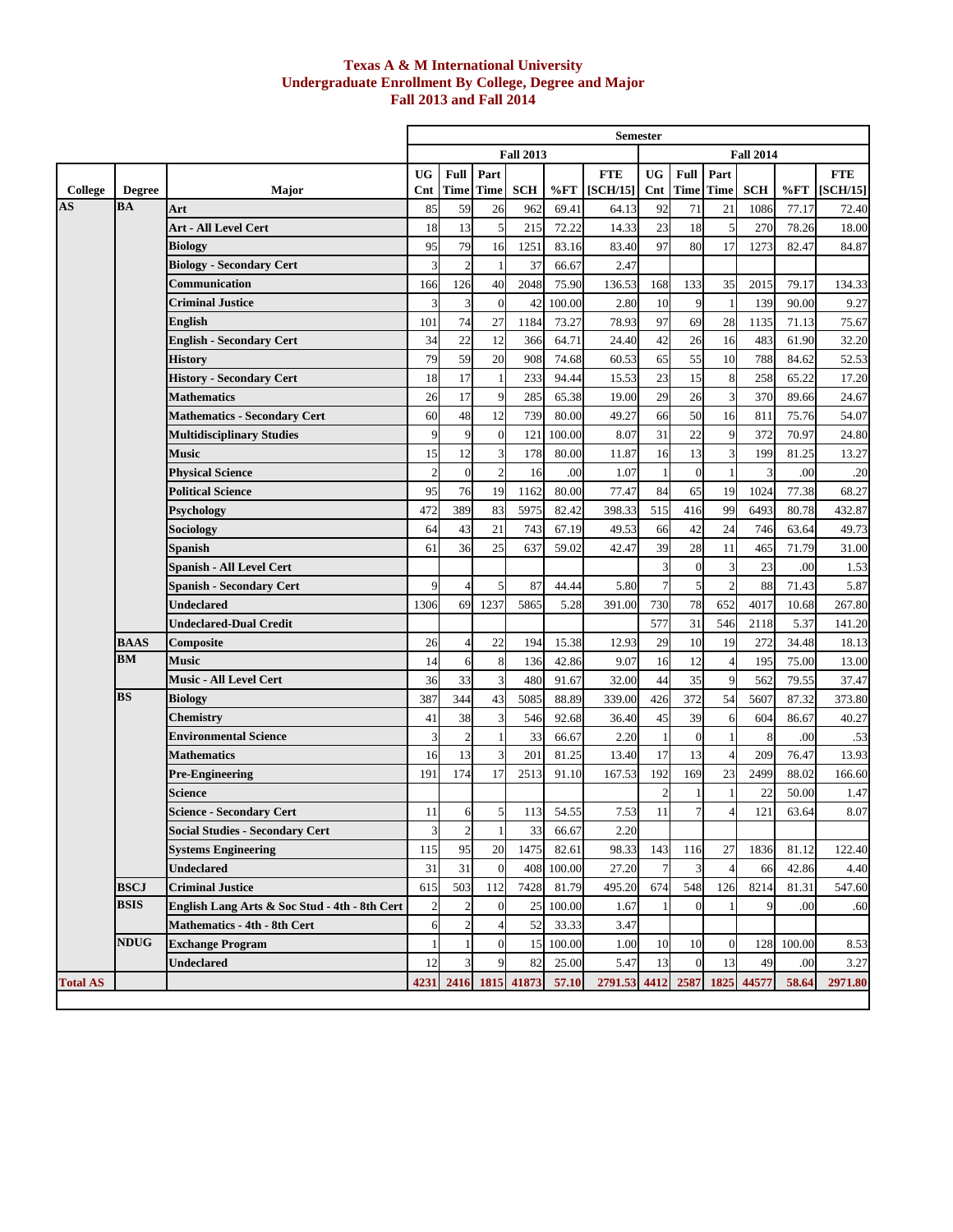# Texas A & M International University
## Undergraduate Enrollment By College, Degree and Major
## Fall 2013 and Fall 2014

| | | | Semester | | | | | | | | | | | |
|---|---|---|---|---|---|---|---|---|---|---|---|---|---|---|
| | | | Fall 2013 | | | | | | Fall 2014 | | | | | |
| College | Degree | Major | UG Cnt | Full Time | Part Time | SCH | %FT | FTE [SCH/15] | UG Cnt | Full Time | Part Time | SCH | %FT | FTE [SCH/15] |
| AS | BA | Art | 85 | 59 | 26 | 962 | 69.41 | 64.13 | 92 | 71 | 21 | 1086 | 77.17 | 72.40 |
| | | Art - All Level Cert | 18 | 13 | 5 | 215 | 72.22 | 14.33 | 23 | 18 | 5 | 270 | 78.26 | 18.00 |
| | | Biology | 95 | 79 | 16 | 1251 | 83.16 | 83.40 | 97 | 80 | 17 | 1273 | 82.47 | 84.87 |
| | | Biology - Secondary Cert | 3 | 2 | 1 | 37 | 66.67 | 2.47 | | | | | | |
| | | Communication | 166 | 126 | 40 | 2048 | 75.90 | 136.53 | 168 | 133 | 35 | 2015 | 79.17 | 134.33 |
| | | Criminal Justice | 3 | 3 | 0 | 42 | 100.00 | 2.80 | 10 | 9 | 1 | 139 | 90.00 | 9.27 |
| | | English | 101 | 74 | 27 | 1184 | 73.27 | 78.93 | 97 | 69 | 28 | 1135 | 71.13 | 75.67 |
| | | English - Secondary Cert | 34 | 22 | 12 | 366 | 64.71 | 24.40 | 42 | 26 | 16 | 483 | 61.90 | 32.20 |
| | | History | 79 | 59 | 20 | 908 | 74.68 | 60.53 | 65 | 55 | 10 | 788 | 84.62 | 52.53 |
| | | History - Secondary Cert | 18 | 17 | 1 | 233 | 94.44 | 15.53 | 23 | 15 | 8 | 258 | 65.22 | 17.20 |
| | | Mathematics | 26 | 17 | 9 | 285 | 65.38 | 19.00 | 29 | 26 | 3 | 370 | 89.66 | 24.67 |
| | | Mathematics - Secondary Cert | 60 | 48 | 12 | 739 | 80.00 | 49.27 | 66 | 50 | 16 | 811 | 75.76 | 54.07 |
| | | Multidisciplinary Studies | 9 | 9 | 0 | 121 | 100.00 | 8.07 | 31 | 22 | 9 | 372 | 70.97 | 24.80 |
| | | Music | 15 | 12 | 3 | 178 | 80.00 | 11.87 | 16 | 13 | 3 | 199 | 81.25 | 13.27 |
| | | Physical Science | 2 | 0 | 2 | 16 | .00 | 1.07 | 1 | 0 | 1 | 3 | .00 | .20 |
| | | Political Science | 95 | 76 | 19 | 1162 | 80.00 | 77.47 | 84 | 65 | 19 | 1024 | 77.38 | 68.27 |
| | | Psychology | 472 | 389 | 83 | 5975 | 82.42 | 398.33 | 515 | 416 | 99 | 6493 | 80.78 | 432.87 |
| | | Sociology | 64 | 43 | 21 | 743 | 67.19 | 49.53 | 66 | 42 | 24 | 746 | 63.64 | 49.73 |
| | | Spanish | 61 | 36 | 25 | 637 | 59.02 | 42.47 | 39 | 28 | 11 | 465 | 71.79 | 31.00 |
| | | Spanish - All Level Cert | | | | | | | 3 | 0 | 3 | 23 | .00 | 1.53 |
| | | Spanish - Secondary Cert | 9 | 4 | 5 | 87 | 44.44 | 5.80 | 7 | 5 | 2 | 88 | 71.43 | 5.87 |
| | | Undeclared | 1306 | 69 | 1237 | 5865 | 5.28 | 391.00 | 730 | 78 | 652 | 4017 | 10.68 | 267.80 |
| | | Undeclared-Dual Credit | | | | | | | 577 | 31 | 546 | 2118 | 5.37 | 141.20 |
| | BAAS | Composite | 26 | 4 | 22 | 194 | 15.38 | 12.93 | 29 | 10 | 19 | 272 | 34.48 | 18.13 |
| | BM | Music | 14 | 6 | 8 | 136 | 42.86 | 9.07 | 16 | 12 | 4 | 195 | 75.00 | 13.00 |
| | | Music - All Level Cert | 36 | 33 | 3 | 480 | 91.67 | 32.00 | 44 | 35 | 9 | 562 | 79.55 | 37.47 |
| | BS | Biology | 387 | 344 | 43 | 5085 | 88.89 | 339.00 | 426 | 372 | 54 | 5607 | 87.32 | 373.80 |
| | | Chemistry | 41 | 38 | 3 | 546 | 92.68 | 36.40 | 45 | 39 | 6 | 604 | 86.67 | 40.27 |
| | | Environmental Science | 3 | 2 | 1 | 33 | 66.67 | 2.20 | 1 | 0 | 1 | 8 | .00 | .53 |
| | | Mathematics | 16 | 13 | 3 | 201 | 81.25 | 13.40 | 17 | 13 | 4 | 209 | 76.47 | 13.93 |
| | | Pre-Engineering | 191 | 174 | 17 | 2513 | 91.10 | 167.53 | 192 | 169 | 23 | 2499 | 88.02 | 166.60 |
| | | Science | | | | | | | 2 | 1 | 1 | 22 | 50.00 | 1.47 |
| | | Science - Secondary Cert | 11 | 6 | 5 | 113 | 54.55 | 7.53 | 11 | 7 | 4 | 121 | 63.64 | 8.07 |
| | | Social Studies - Secondary Cert | 3 | 2 | 1 | 33 | 66.67 | 2.20 | | | | | | |
| | | Systems Engineering | 115 | 95 | 20 | 1475 | 82.61 | 98.33 | 143 | 116 | 27 | 1836 | 81.12 | 122.40 |
| | | Undeclared | 31 | 31 | 0 | 408 | 100.00 | 27.20 | 7 | 3 | 4 | 66 | 42.86 | 4.40 |
| | BSCJ | Criminal Justice | 615 | 503 | 112 | 7428 | 81.79 | 495.20 | 674 | 548 | 126 | 8214 | 81.31 | 547.60 |
| | BSIS | English Lang Arts & Soc Stud - 4th - 8th Cert | 2 | 2 | 0 | 25 | 100.00 | 1.67 | 1 | 0 | 1 | 9 | .00 | .60 |
| | | Mathematics - 4th - 8th Cert | 6 | 2 | 4 | 52 | 33.33 | 3.47 | | | | | | |
| | NDUG | Exchange Program | 1 | 1 | 0 | 15 | 100.00 | 1.00 | 10 | 10 | 0 | 128 | 100.00 | 8.53 |
| | | Undeclared | 12 | 3 | 9 | 82 | 25.00 | 5.47 | 13 | 0 | 13 | 49 | .00 | 3.27 |
| **Total AS** | | | **4231** | **2416** | **1815** | **41873** | **57.10** | **2791.53** | **4412** | **2587** | **1825** | **44577** | **58.64** | **2971.80** |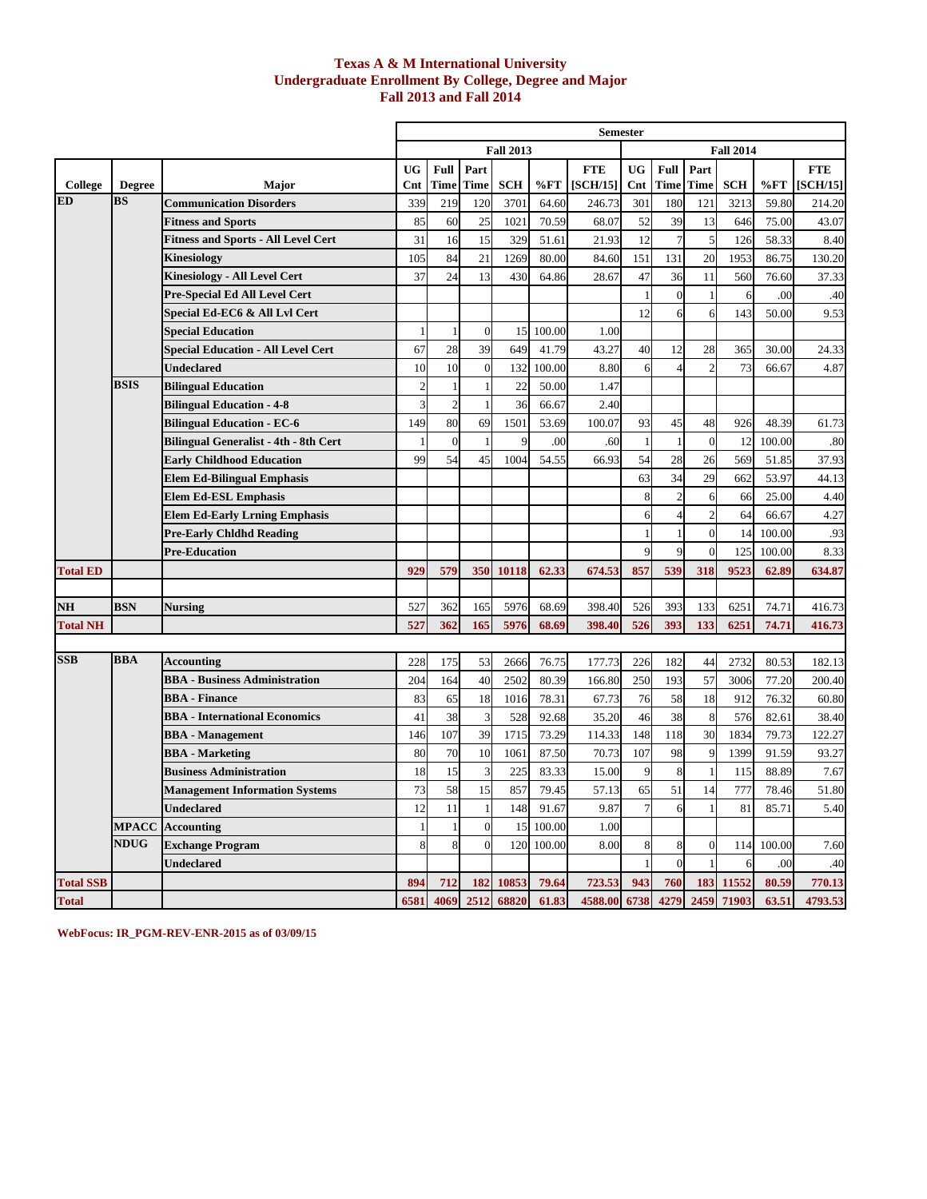# Texas A & M International University
## Undergraduate Enrollment By College, Degree and Major
## Fall 2013 and Fall 2014

| College | Degree | Major | Fall 2013 UG Cnt | Fall 2013 Full Time | Fall 2013 Part Time | Fall 2013 SCH | Fall 2013 %FT | Fall 2013 FTE [SCH/15] | Fall 2014 UG Cnt | Fall 2014 Full Time | Fall 2014 Part Time | Fall 2014 SCH | Fall 2014 %FT | Fall 2014 FTE [SCH/15] |
|---|---|---|---|---|---|---|---|---|---|---|---|---|---|---|
| ED | BS | Communication Disorders | 339 | 219 | 120 | 3701 | 64.60 | 246.73 | 301 | 180 | 121 | 3213 | 59.80 | 214.20 |
| | | Fitness and Sports | 85 | 60 | 25 | 1021 | 70.59 | 68.07 | 52 | 39 | 13 | 646 | 75.00 | 43.07 |
| | | Fitness and Sports - All Level Cert | 31 | 16 | 15 | 329 | 51.61 | 21.93 | 12 | 7 | 5 | 126 | 58.33 | 8.40 |
| | | Kinesiology | 105 | 84 | 21 | 1269 | 80.00 | 84.60 | 151 | 131 | 20 | 1953 | 86.75 | 130.20 |
| | | Kinesiology - All Level Cert | 37 | 24 | 13 | 430 | 64.86 | 28.67 | 47 | 36 | 11 | 560 | 76.60 | 37.33 |
| | | Pre-Special Ed All Level Cert | | | | | | | 1 | 0 | 1 | 6 | .00 | .40 |
| | | Special Ed-EC6 & All Lvl Cert | | | | | | | 12 | 6 | 6 | 143 | 50.00 | 9.53 |
| | | Special Education | 1 | 1 | 0 | 15 | 100.00 | 1.00 | | | | | | |
| | | Special Education - All Level Cert | 67 | 28 | 39 | 649 | 41.79 | 43.27 | 40 | 12 | 28 | 365 | 30.00 | 24.33 |
| | | Undeclared | 10 | 10 | 0 | 132 | 100.00 | 8.80 | 6 | 4 | 2 | 73 | 66.67 | 4.87 |
| | BSIS | Bilingual Education | 2 | 1 | 1 | 22 | 50.00 | 1.47 | | | | | | |
| | | Bilingual Education - 4-8 | 3 | 2 | 1 | 36 | 66.67 | 2.40 | | | | | | |
| | | Bilingual Education - EC-6 | 149 | 80 | 69 | 1501 | 53.69 | 100.07 | 93 | 45 | 48 | 926 | 48.39 | 61.73 |
| | | Bilingual Generalist - 4th - 8th Cert | 1 | 0 | 1 | 9 | .00 | .60 | 1 | 1 | 0 | 12 | 100.00 | .80 |
| | | Early Childhood Education | 99 | 54 | 45 | 1004 | 54.55 | 66.93 | 54 | 28 | 26 | 569 | 51.85 | 37.93 |
| | | Elem Ed-Bilingual Emphasis | | | | | | | 63 | 34 | 29 | 662 | 53.97 | 44.13 |
| | | Elem Ed-ESL Emphasis | | | | | | | 8 | 2 | 6 | 66 | 25.00 | 4.40 |
| | | Elem Ed-Early Lrning Emphasis | | | | | | | 6 | 4 | 2 | 64 | 66.67 | 4.27 |
| | | Pre-Early Chldhd Reading | | | | | | | 1 | 1 | 0 | 14 | 100.00 | .93 |
| | | Pre-Education | | | | | | | 9 | 9 | 0 | 125 | 100.00 | 8.33 |
| **Total ED** | | | **929** | **579** | **350** | **10118** | **62.33** | **674.53** | **857** | **539** | **318** | **9523** | **62.89** | **634.87** |
| NH | BSN | Nursing | 527 | 362 | 165 | 5976 | 68.69 | 398.40 | 526 | 393 | 133 | 6251 | 74.71 | 416.73 |
| **Total NH** | | | **527** | **362** | **165** | **5976** | **68.69** | **398.40** | **526** | **393** | **133** | **6251** | **74.71** | **416.73** |
| SSB | BBA | Accounting | 228 | 175 | 53 | 2666 | 76.75 | 177.73 | 226 | 182 | 44 | 2732 | 80.53 | 182.13 |
| | | BBA - Business Administration | 204 | 164 | 40 | 2502 | 80.39 | 166.80 | 250 | 193 | 57 | 3006 | 77.20 | 200.40 |
| | | BBA - Finance | 83 | 65 | 18 | 1016 | 78.31 | 67.73 | 76 | 58 | 18 | 912 | 76.32 | 60.80 |
| | | BBA - International Economics | 41 | 38 | 3 | 528 | 92.68 | 35.20 | 46 | 38 | 8 | 576 | 82.61 | 38.40 |
| | | BBA - Management | 146 | 107 | 39 | 1715 | 73.29 | 114.33 | 148 | 118 | 30 | 1834 | 79.73 | 122.27 |
| | | BBA - Marketing | 80 | 70 | 10 | 1061 | 87.50 | 70.73 | 107 | 98 | 9 | 1399 | 91.59 | 93.27 |
| | | Business Administration | 18 | 15 | 3 | 225 | 83.33 | 15.00 | 9 | 8 | 1 | 115 | 88.89 | 7.67 |
| | | Management Information Systems | 73 | 58 | 15 | 857 | 79.45 | 57.13 | 65 | 51 | 14 | 777 | 78.46 | 51.80 |
| | | Undeclared | 12 | 11 | 1 | 148 | 91.67 | 9.87 | 7 | 6 | 1 | 81 | 85.71 | 5.40 |
| | MPACC | Accounting | 1 | 1 | 0 | 15 | 100.00 | 1.00 | | | | | | |
| | NDUG | Exchange Program | 8 | 8 | 0 | 120 | 100.00 | 8.00 | 8 | 8 | 0 | 114 | 100.00 | 7.60 |
| | | Undeclared | | | | | | | 1 | 0 | 1 | 6 | .00 | .40 |
| **Total SSB** | | | **894** | **712** | **182** | **10853** | **79.64** | **723.53** | **943** | **760** | **183** | **11552** | **80.59** | **770.13** |
| **Total** | | | **6581** | **4069** | **2512** | **68820** | **61.83** | **4588.00** | **6738** | **4279** | **2459** | **71903** | **63.51** | **4793.53** |

**WebFocus: IR_PGM-REV-ENR-2015 as of 03/09/15**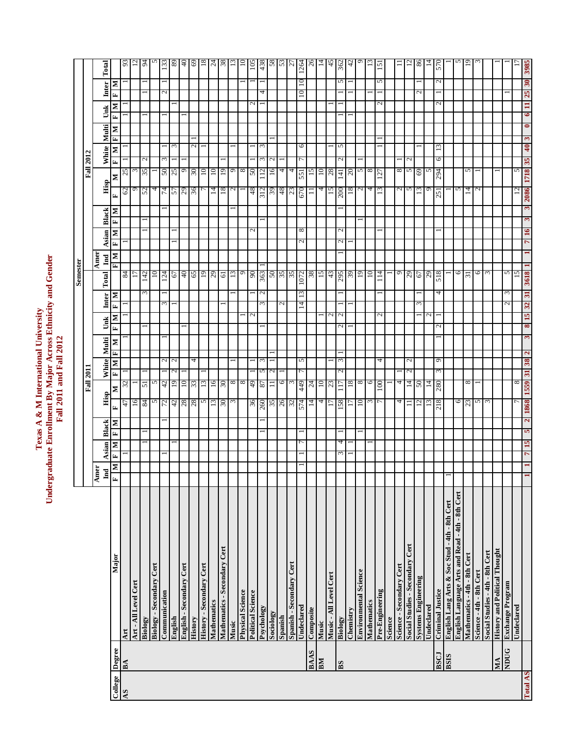# Texas A & M International University
## Undergraduate Enrollment By Major Across Ethnicity and Gender
### Fall 2011 and Fall 2012

| College | Degree | Major | Fall 2011 | | | | | | | | | | | | | | | | | Fall 2012 | | | | | | | | | | | | | | | | |
|---|---|---|---|---|---|---|---|---|---|---|---|---|---|---|---|---|---|---|---|---|---|---|---|---|---|---|---|---|---|---|---|---|---|---|---|---|
| | | | Amer Ind | | Asian | | Black | | Hisp | | White | | Multi | | Unk | | Inter | | Total | Amer Ind | | Asian | | Black | | Hisp | | White | | Multi | | Unk | | Inter | | Total |
| | | | F | M | F | M | F | M | F | M | F | M | F | M | F | M | F | M | | F | M | F | M | F | M | F | M | F | M | F | M | F | M | F | M | |
| AS | BA | Art | | | | 1 | | | 47 | 32 | 1 | | | 1 | 1 | | 1 | | 84 | | | 1 | | | | 62 | 25 | 1 | 1 | | | 1 | 1 | | 1 | 93 |
| | | Art - All Level Cert | | | | | | | 16 | 1 | | | | | | | | | 17 | | | | | | | 9 | 3 | | | | | | | | | 12 |
| | | Biology | | | | | 1 | 1 | 84 | 51 | 1 | | | | 1 | | | 3 | 142 | | | | | 1 | 1 | 52 | 35 | 2 | | | | 1 | | 1 | 1 | 94 |
| | | Biology - Secondary Cert | | | | | | | 5 | 5 | | | | | | | | | 10 | | | | | | | 4 | 1 | | | | | | | | | 5 |
| | | Communication | | | 1 | | | 1 | 72 | 42 | 1 | 2 | | 1 | | | 3 | 1 | 124 | | | | | | 1 | 74 | 50 | 3 | 1 | | | 1 | | 2 | 1 | 133 |
| | | English | | | | 1 | | | 42 | 19 | 2 | 2 | | | | | 1 | | 67 | | | 1 | | 1 | | 57 | 25 | 1 | 3 | | | | 1 | | | 89 |
| | | English - Secondary Cert | | | | | | | 28 | 10 | 1 | | | | 1 | | | | 40 | | | | | | | 29 | 9 | 1 | | | | 1 | | | | 40 |
| | | History | | | | | | | 28 | 33 | | 4 | | | | | | | 65 | | | | | | | 36 | 30 | | 2 | 1 | | | | | | 69 |
| | | History - Secondary Cert | | | | | | | 5 | 13 | 1 | | | | | | | | 19 | | | | | | | 7 | 10 | | 1 | | | | | | | 18 |
| | | Mathematics | | | | | | | 13 | 16 | | | | | | | | | 29 | | | | | | | 14 | 10 | | | | | | | | | 24 |
| | | Mathematics - Secondary Cert | | | | | | | 30 | 30 | | | | | | | 1 | | 61 | | | | | | | 18 | 19 | 1 | | | | | | | | 38 |
| | | Music | | | | | | | 3 | 8 | | 1 | | | | | | 1 | 13 | | | | | 1 | | 2 | 9 | | 1 | | | | | | | 13 |
| | | Physical Science | | | | | | | | 8 | | | | | 1 | | | | 9 | | | | | | | 1 | 8 | | | | | | | | 1 | 10 |
| | | Political Science | | | | | | | 36 | 49 | 1 | 1 | | | 2 | | | 1 | 90 | | | | 2 | | | 48 | 50 | 1 | 1 | | | | 2 | | 1 | 105 |
| | | Psychology | | | | | 1 | 1 | 260 | 87 | 5 | 3 | | | 1 | | 3 | 2 | 363 | 1 | | | | | 1 | 312 | 112 | 3 | 3 | | | | 1 | 4 | 1 | 438 |
| | | Sociology | | | | | | | 35 | 11 | 2 | 1 | 1 | | | | | | 50 | | | | | | | 39 | 16 | 2 | | 1 | | | | | | 58 |
| | | Spanish | | | | | | | 26 | 6 | 1 | | | | | | 2 | | 35 | | | | | | | 48 | 4 | 1 | | | | | | | | 53 |
| | | Spanish - Secondary Cert | | | | | | | 32 | 3 | | | | | | | | | 35 | | | | | | | 23 | 4 | | | | | | | | | 27 |
| | | Undeclared | 1 | | 1 | 7 | | 1 | 574 | 449 | 7 | 5 | | | | | 14 | 13 | 1072 | | | 2 | 8 | | | 670 | 551 | 7 | 6 | | | | | 10 | 10 | 1264 |
| | BAAS | Composite | | | | | | | 14 | 24 | | | | | | | | | 38 | | | | | | | 11 | 15 | | | | | | | | | 26 |
| | BM | Music | | | | | | | 4 | 10 | | | | | 1 | | | | 15 | | | | | | | 4 | 10 | | | | | | | | | 14 |
| | | Music - All Level Cert | | | | | | | 17 | 23 | | 1 | | | 2 | | | | 43 | | | | | | | 15 | 28 | | 1 | | | | 1 | | | 45 |
| | BS | Biology | | | 3 | 4 | 1 | | 158 | 117 | 2 | 3 | 1 | | 2 | 2 | 1 | 1 | 295 | 1 | | 2 | 2 | | 1 | 200 | 141 | 2 | 5 | | | 1 | 1 | 1 | 5 | 362 |
| | | Chemistry | | | 1 | 1 | | | 17 | 18 | | | | | 1 | | 1 | | 39 | | | 1 | | | | 18 | 20 | | | | | 1 | | 1 | 1 | 42 |
| | | Environmental Science | | | | | 1 | | 10 | 8 | | | | | | | | | 19 | | | | | | 1 | 2 | 5 | 1 | | | | | | | | 9 |
| | | Mathematics | | | 1 | | | | 3 | 6 | | | | | | | | | 10 | | | | | | | 4 | 8 | | | | | | | 1 | | 13 |
| | | Pre-Engineering | | | | | | | 7 | 100 | | 4 | | | | 2 | | 1 | 114 | | | | 1 | | | 13 | 127 | 1 | 1 | | | | 2 | 1 | 5 | 151 |
| | | Science | | | | | | | | 1 | | | | | | | | | 1 | | | | | | | | | | | | | | | | | |
| | | Science - Secondary Cert | | | | | | | 4 | 4 | 1 | | | | | | | | 9 | | | | | | | 2 | 8 | 1 | | | | | | | | 11 |
| | | Social Studies - Secondary Cert | | | | | | | 11 | 14 | 2 | 2 | | | | | | | 29 | | | | | | | 5 | 5 | 2 | | | | | | | | 12 |
| | | Systems Engineering | | | | | | | 12 | 50 | | | | | | 1 | 3 | 1 | 67 | | | | | | | 13 | 69 | | 1 | | | | | 2 | 1 | 86 |
| | | Undeclared | | | | | | | 13 | 14 | | | | | | 2 | | | 29 | | | | | | | 9 | 5 | | | | | | | | | 14 |
| | BSCJ | Criminal Justice | | | | | | | 218 | 280 | 3 | 9 | | 1 | 2 | | 1 | 4 | 518 | | | 1 | | | | 251 | 294 | 6 | 13 | | | | 2 | 1 | 2 | 570 |
| | BSIS | English Lang Arts & Soc Stud - 4th - 8th Cert | | 1 | | | | | | | | | | | | | | | 1 | | | | | | | 1 | | | | | | | | | | 1 |
| | | English Language Arts and Read - 4th - 8th Cert | | | | | | | 6 | | | | | | | | | | 6 | | | | | | | 5 | | | | | | | | | | 5 |
| | | Mathematics - 4th - 8th Cert | | | | | | | 23 | 8 | | | | | | | | | 31 | | | | | | | 14 | 5 | | | | | | | | | 19 |
| | | Science - 4th - 8th Cert | | | | | | | 5 | 1 | | | | | | | | | 6 | | | | | | | 2 | 1 | | | | | | | | | 3 |
| | | Social Studies - 4th - 8th Cert | | | | | | | 3 | | | | | | | | | | 3 | | | | | | | | | | | | | | | | | 3 |
| | MA | History and Political Thought | | | | | | | | | | | | | | | | | | | | | | | | | 1 | | | | | | | | | 1 |
| | NDUG | Exchange Program | | | | | | | | | | | | | | | 2 | 3 | 5 | | | | | | | | | | | | | | | 1 | | 1 |
| | | Undeclared | | | | | | | 7 | 8 | | | | | | | | | 15 | | | | | | | 12 | 5 | | | | | | | | | 17 |
| **Total AS** | | | **1** | **1** | **7** | **15** | **5** | **2** | **1868** | **1559** | **31** | **38** | **2** | **3** | **8** | **15** | **32** | **31** | **3618** | **1** | **1** | **7** | **16** | **3** | **3** | **2086** | **1718** | **35** | **40** | **3** | **0** | **6** | **11** | **25** | **30** | **3985** |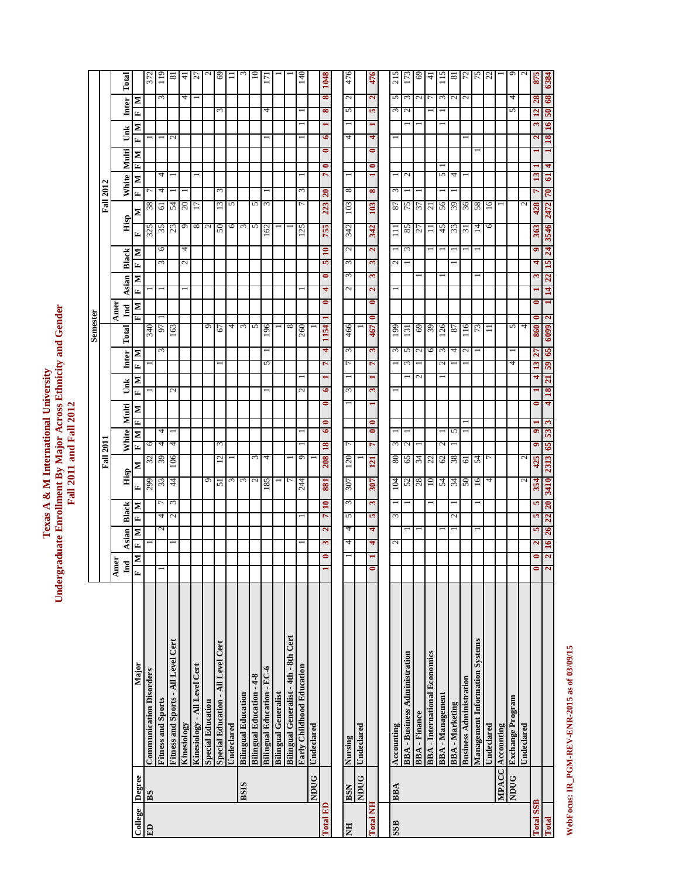# Texas A & M International University
## Undergraduate Enrollment By Major Across Ethnicity and Gender
## Fall 2011 and Fall 2012

| College | Degree | Major | Fall 2011 | | | | | | | | | | | | | | | | | Fall 2012 | | | | | | | | | | | | | | | | | Total |
|---|---|---|---|---|---|---|---|---|---|---|---|---|---|---|---|---|---|---|---|---|---|---|---|---|---|---|---|---|---|---|---|---|---|---|---|---|---|
| | | | Amer Ind | | Asian | | Black | | Hisp | | White | | Multi | | Unk | | Inter | | Total | Amer Ind | | Asian | | Black | | Hisp | | White | | Multi | | Unk | | Inter | | |
| | | | F | M | F | M | F | M | F | M | F | M | F | M | F | M | F | M | | F | M | F | M | F | M | F | M | F | M | F | M | F | M | F | M | |
| ED | BS | Communication Disorders | | | | | 1 | | 299 | 32 | 6 | | | | 1 | | 1 | | 340 | | | 1 | | | | 325 | 38 | 7 | | | | 1 | | | | 372 |
| | | Fitness and Sports | 1 | | | 2 | 4 | 7 | 33 | 39 | 4 | 4 | | | | | | 3 | 97 | 1 | | 1 | | 3 | 6 | 35 | 61 | 4 | 4 | | | | 1 | | 3 | 119 |
| | | Fitness and Sports - All Level Cert | | | 1 | | 2 | 3 | 44 | 106 | 4 | 1 | | | 2 | | | | 163 | | | | | | | 23 | 54 | 1 | 1 | | | 2 | | | | 81 |
| | | Kinesiology | | | | | | | | | | | | | | | | | | | | 1 | | 2 | 4 | 9 | 20 | 1 | | | | | | | 4 | 41 |
| | | Kinesiology - All Level Cert | | | | | | | | | | | | | | | | | | | | | | | | 8 | 17 | | 1 | | | | | | 1 | 27 |
| | | Special Education | | | | | | | 9 | | | | | | | | | | 9 | | | | | | | 2 | | | | | | | | | | 2 |
| | | Special Education - All Level Cert | | | | | | | 51 | 12 | 3 | | | | | | 1 | | 67 | | | | | | | 50 | 13 | 3 | | | | | | 3 | | 69 |
| | | Undeclared | | | | | | | 3 | 1 | | | | | | | | | 4 | | | | | | | 6 | 5 | | | | | | | | | 11 |
| | BSIS | Bilingual Education | | | | | | | 3 | | | | | | | | | | 3 | | | | | | | 3 | | | | | | | | | | 3 |
| | | Bilingual Education - 4-8 | | | | | | | 2 | 3 | | | | | | | | | 5 | | | | | | | 5 | 5 | | | | | | | | | 10 |
| | | Bilingual Education - EC-6 | | | | | | | 185 | 4 | | | | | 1 | | 5 | 1 | 196 | | | | | | | 162 | 3 | 1 | | | | 1 | | 4 | | 171 |
| | | Bilingual Generalist | | | | | | | 1 | | | | | | | | | | 1 | | | | | | | 1 | | | | | | | | | | 1 |
| | | Bilingual Generalist - 4th - 8th Cert | | | | | | | 7 | 1 | | | | | | | | | 8 | | | | | | | 1 | | | | | | | | | | 1 |
| | | Early Childhood Education | | | 1 | | 1 | | 244 | 9 | 1 | 1 | | | 2 | 1 | | | 260 | | | 1 | | | | 125 | 7 | 3 | 1 | | | 1 | 1 | 1 | | 140 |
| | NDUG | Undeclared | | | | | | | | 1 | | | | | | | | | 1 | | | | | | | | | | | | | | | | | |
| **Total ED** | | | **1** | **0** | **3** | **2** | **7** | **10** | **881** | **208** | **18** | **6** | **0** | **0** | **6** | **1** | **7** | **4** | **1154** | **1** | **0** | **4** | **0** | **5** | **10** | **755** | **223** | **20** | **7** | **0** | **0** | **6** | **1** | **8** | **8** | **1048** |
| NH | BSN | Nursing | | 1 | 4 | 4 | 5 | 3 | 307 | 120 | 7 | | | 1 | 3 | 1 | 7 | 3 | 466 | | | 2 | 3 | 3 | 2 | 342 | 103 | 8 | 1 | | | 4 | 1 | 5 | 2 | 476 |
| | NDUG | Undeclared | | | | | | | | 1 | | | | | | | | | 1 | | | | | | | | | | | | | | | | | |
| **Total NH** | | | **0** | **1** | **4** | **4** | **5** | **3** | **307** | **121** | **7** | **0** | **0** | **1** | **3** | **1** | **7** | **3** | **467** | **0** | **0** | **2** | **3** | **3** | **2** | **342** | **103** | **8** | **1** | **0** | **0** | **4** | **1** | **5** | **2** | **476** |
| SSB | BBA | Accounting | | | 2 | | 3 | 1 | 104 | 80 | 3 | 1 | | | 1 | | 1 | 3 | 199 | | | 1 | | 2 | 1 | 111 | 87 | 3 | 1 | | | 1 | | 3 | 5 | 215 |
| | | BBA - Business Administration | | | | 1 | | 1 | 52 | 65 | 2 | 1 | | | | 1 | 3 | 5 | 131 | | | | | 1 | 3 | 85 | 75 | 1 | 2 | | | | 1 | 2 | 3 | 173 |
| | | BBA - Finance | | | | 1 | | | 28 | 34 | 1 | | | | 2 | | 1 | 2 | 69 | | | | 1 | | | 27 | 37 | 1 | | | | | 1 | | 2 | 69 |
| | | BBA - International Economics | | | | | | 1 | 10 | 22 | | | | | | | | 6 | 39 | | | | | | 1 | 11 | 21 | | | | | | | 1 | 7 | 41 |
| | | BBA - Management | | | | 1 | | | 54 | 62 | 2 | 1 | | | | 1 | 2 | 3 | 126 | | | | 1 | | 1 | 45 | 56 | 1 | 5 | 1 | | | 1 | 1 | 3 | 115 |
| | | BBA - Marketing | | | | 1 | 2 | 1 | 34 | 38 | 1 | 5 | | | | | 1 | 4 | 87 | | | | | 1 | 1 | 33 | 39 | 1 | 4 | | | | | | 2 | 81 |
| | | Business Administration | | | | | | | 50 | 61 | 1 | 1 | | | | | 1 | 2 | 116 | | | | | | 1 | 31 | 36 | | 1 | | | 1 | | | 2 | 72 |
| | | Management Information Systems | | | | 1 | | 1 | 16 | 54 | | | | | | | | 1 | 73 | | | | 1 | | 1 | 14 | 58 | | | | 1 | | | | | 75 |
| | | Undeclared | | | | | | | 4 | 7 | | | | | | | | | 11 | | | | | | | 6 | 16 | | | | | | | | | 22 |
| | MPACC | Accounting | | | | | | | | | | | | | | | | | | | | | | | | | 1 | | | | | | | | | 1 |
| | NDUG | Exchange Program | | | | | | | | | | | | | | | 4 | 1 | 5 | | | | | | | | | | | | | | | 5 | 4 | 9 |
| | | Undeclared | | | | | | | 2 | 2 | | | | | | | | | 4 | | | | | | | | 2 | | | | | | | | | 2 |
| **Total SSB** | | | **0** | **0** | **2** | **5** | **5** | **5** | **354** | **425** | **9** | **9** | **1** | **0** | **1** | **4** | **13** | **27** | **860** | **0** | **0** | **1** | **3** | **4** | **9** | **363** | **428** | **7** | **13** | **1** | **1** | **2** | **3** | **12** | **28** | **875** |
| **Total** | | | **2** | **2** | **16** | **26** | **22** | **20** | **3410** | **2313** | **65** | **53** | **3** | **4** | **18** | **21** | **59** | **65** | **6099** | **2** | **1** | **14** | **22** | **15** | **24** | **3546** | **2472** | **70** | **61** | **4** | **1** | **18** | **16** | **50** | **68** | **6384** |

WebFocus: IR_PGM-REV-ENR-2015 as of 03/09/15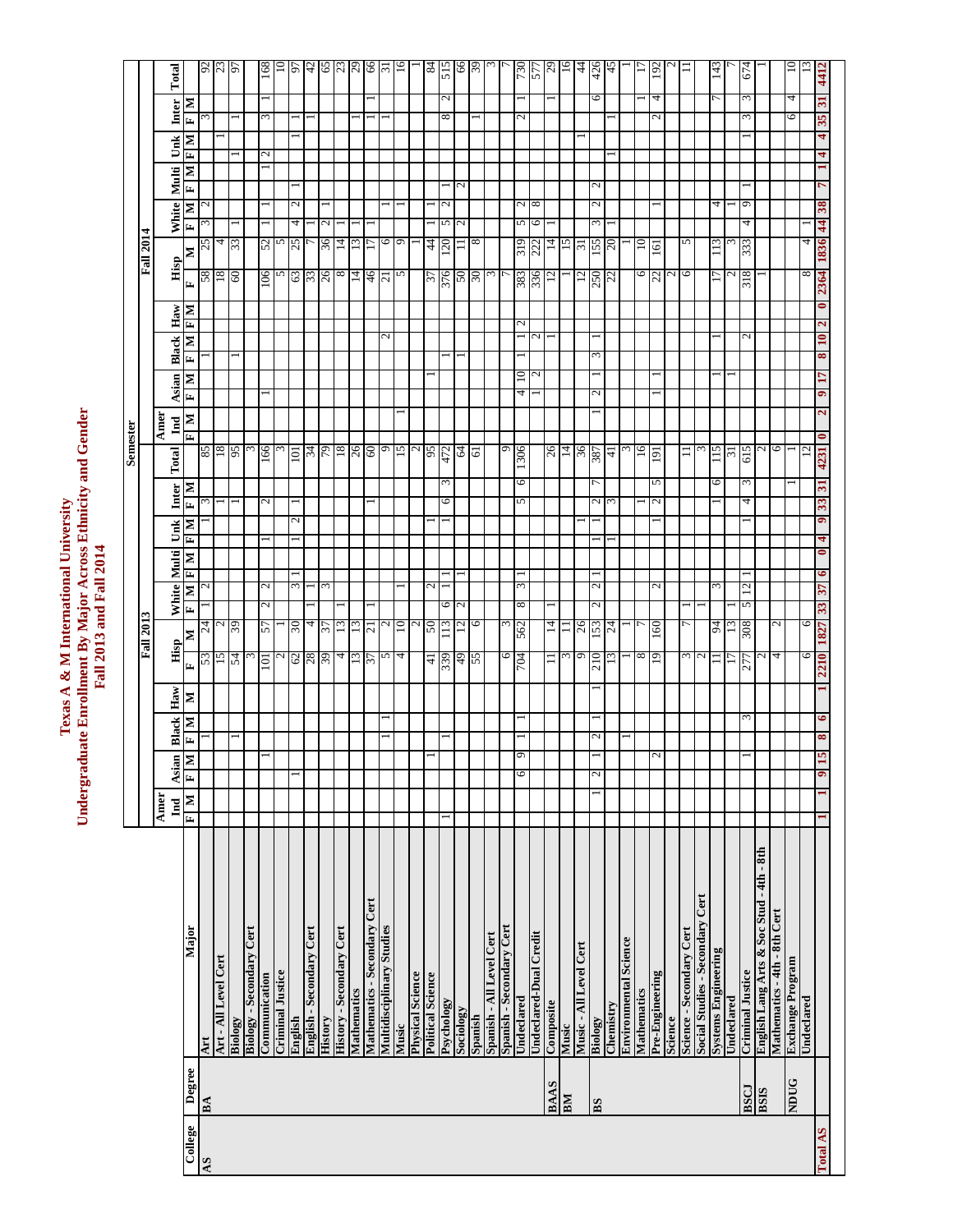# Texas A & M International University
## Undergraduate Enrollment By Major Across Ethnicity and Gender
### Fall 2013 and Fall 2014

Some cells in this table were hard to read, so a few column placements may be wrong.

| College | Degree | Major | Fall 2013 | | | | | | | | | | | | | | | | | | Fall 2014 | | | | | | | | | | | | | | | | | | |
|---|---|---|---|---|---|---|---|---|---|---|---|---|---|---|---|---|---|---|---|---|---|---|---|---|---|---|---|---|---|---|---|---|---|---|---|---|---|
| | | | Amer Ind | | Asian | | Black | | Haw | Hisp | | White | | Multi | | Unk | | Inter | | Total | Amer Ind | | Asian | | Black | | Haw | | Hisp | | White | | Multi | | Unk | | Inter | | Total |
| | | | F | M | F | M | F | M | M | F | M | F | M | F | M | F | M | F | M | | F | M | F | M | F | M | F | M | F | M | F | M | F | M | F | M | F | M | |
| AS | BA | Art | | | | | 1 | | | 53 | 24 | 1 | 2 | | | | 1 | 3 | | 85 | | | | | 1 | | | | 58 | 25 | 3 | 2 | | | | | 3 | | 92 |
| | | Art - All Level Cert | | | | | | | | 15 | 2 | | | | | | 1 | | | 18 | | | | | | | | | 18 | 4 | | | | | 1 | | | | 23 |
| | | Biology | | | | | 1 | | | 54 | 39 | | | | | | | 1 | | 95 | | | | | 1 | | | | 60 | 33 | 1 | | | | 1 | | 1 | | 97 |
| | | Biology - Secondary Cert | | | | | | | | 3 | | | | | | | | | | 3 | | | | | | | | | | | | | | | | | | | |
| | | Communication | | | | | 1 | | | 101 | 57 | 2 | 2 | | | 1 | | 2 | | 166 | | | 1 | | | | | | 106 | 52 | 1 | 1 | | | 1 | 2 | 3 | 1 | 168 |
| | | Criminal Justice | | | | | | | | 2 | 1 | | | | | | | | | 3 | | | | | | | | | 5 | 5 | | | | | | | | | 10 |
| | | English | | | 1 | | | | | 62 | 30 | | 3 | 1 | | 1 | 2 | 1 | | 101 | | | | | | | | | 63 | 25 | 4 | 2 | 1 | | | 1 | 1 | | 97 |
| | | English - Secondary Cert | | | | | | | | 28 | 4 | 1 | 1 | | | | | | | 34 | | | | | | | | | 33 | 7 | 1 | | | | | | 1 | | 42 |
| | | History | | | | | | | | 39 | 37 | | 3 | | | | | | | 79 | | | | | | | | | 26 | 36 | 2 | 1 | | | | | | | 65 |
| | | History - Secondary Cert | | | | | | | | 4 | 13 | 1 | | | | | | | | 18 | | | | | | | | | 8 | 14 | 1 | | | | | | | | 23 |
| | | Mathematics | | | | | | | | 13 | 13 | | | | | | | | | 26 | | | | | | | | | 14 | 13 | 1 | | | | | | 1 | | 29 |
| | | Mathematics - Secondary Cert | | | | | | | | 37 | 21 | 1 | | | | | | 1 | | 60 | | | | | | | | | 46 | 17 | 1 | | | | | | 1 | 1 | 66 |
| | | Multidisciplinary Studies | | | | | 1 | 1 | | 5 | 2 | | | | | | | | | 9 | | | | | | 2 | | | 21 | 6 | | 1 | | | | | 1 | | 31 |
| | | Music | | | | | | | | 4 | 10 | | 1 | | | | | | | 15 | | 1 | | | | | | | 5 | 9 | | 1 | | | | | | | 16 |
| | | Physical Science | | | | | | | | | 2 | | | | | | | | | 2 | | | | | | | | | | 1 | | | | | | | | | 1 |
| | | Political Science | | | | 1 | | | | 41 | 50 | | 2 | | | | 1 | | | 95 | | | | 1 | | | | | 37 | 44 | 1 | 1 | | | | | | | 84 |
| | | Psychology | 1 | | | 1 | | | | 339 | 113 | 6 | 1 | 1 | | | 1 | 6 | 3 | 472 | | | | | 1 | | | | 376 | 120 | 5 | 2 | 1 | | | | 8 | 2 | 515 |
| | | Sociology | | | | | | | | 49 | 12 | 2 | | 1 | | | | | | 64 | | | | | 1 | | | | 50 | 11 | 2 | | 2 | | | | | | 66 |
| | | Spanish | | | | | | | | 55 | 6 | | | | | | | | | 61 | | | | | | | | | 30 | 8 | | | | | | | 1 | | 39 |
| | | Spanish - All Level Cert | | | | | | | | | | | | | | | | | | | | | | | | | | | 3 | | | | | | | | | | 3 |
| | | Spanish - Secondary Cert | | | | | | | | 6 | 3 | | | | | | | | | 9 | | | | | | | | | 7 | | | | | | | | | | 7 |
| | | Undeclared | | | 6 | 9 | 1 | 1 | | 704 | 562 | 8 | 3 | 1 | | | | 5 | 6 | 1306 | | | 4 | 10 | 1 | 1 | 2 | | 383 | 319 | 5 | 2 | | | | | 2 | 1 | 730 |
| | | Undeclared-Dual Credit | | | | | | | | | | | | | | | | | | | | | 1 | 2 | | 2 | | | 336 | 222 | 6 | 8 | | | | | | | 577 |
| | BAAS | Composite | | | | | | | | 11 | 14 | 1 | | | | | | | | 26 | | | | | | 1 | | | 12 | 14 | 1 | | | | | | 1 | | 29 |
| | BM | Music | | | | | | | | 3 | 11 | | | | | | | | | 14 | | | | | | | | | 1 | 15 | | | | | | | | | 16 |
| | | Music - All Level Cert | | | | | | | | 9 | 26 | | | | | | 1 | | | 36 | | | | | | | | | 12 | 31 | | | | | | 1 | | | 44 |
| | BS | Biology | | 1 | 2 | 1 | 2 | 1 | 1 | 210 | 153 | 2 | 2 | 1 | | 1 | 1 | 2 | 7 | 387 | | 1 | 2 | 1 | 3 | 1 | | | 250 | 155 | 3 | 2 | 2 | | | | | 6 | 426 |
| | | Chemistry | | | | | | | | 13 | 24 | | | | | 1 | | 3 | | 41 | | | | | | | | | 22 | 20 | 1 | | | | 1 | | 1 | | 45 |
| | | Environmental Science | | | | | 1 | | | 1 | 1 | | | | | | | | | 3 | | | | | | | | | | 1 | | | | | | | | | 1 |
| | | Mathematics | | | | | | | | 8 | 7 | | | | | | 1 | | | 16 | | | | | | | | | 6 | 10 | | | | | | | | 1 | 17 |
| | | Pre-Engineering | | | | 2 | | | | 19 | 160 | | 2 | | | | 1 | 2 | 5 | 191 | | | 1 | 1 | | | | | 22 | 161 | | 1 | | | | | 2 | 4 | 192 |
| | | Science | | | | | | | | | | | | | | | | | | | | | | | | | | | 2 | | | | | | | | | | 2 |
| | | Science - Secondary Cert | | | | | | | | 3 | 7 | | 1 | | | | | | | 11 | | | | | | | | | 6 | 5 | | | | | | | | | 11 |
| | | Social Studies - Secondary Cert | | | | | | | | 2 | | 1 | | | | | | | | 3 | | | | | | | | | | | | | | | | | | | |
| | | Systems Engineering | | | | | | | | 11 | 94 | | 3 | | | | | 1 | 6 | 115 | | | 1 | | | 1 | | | 17 | 113 | | 4 | | | | | | 7 | 143 |
| | | Undeclared | | | | | | | | 17 | 13 | 1 | | | | | | | | 31 | | | 1 | | | | | | 2 | 3 | | 1 | | | | | | | 7 |
| | BSCJ | Criminal Justice | | | | 1 | | 3 | | 277 | 308 | 5 | 12 | 1 | | | 1 | 4 | 3 | 615 | | | | | | 2 | | | 318 | 333 | 4 | 9 | 1 | | 1 | | 3 | 3 | 674 |
| | BSIS | English Lang Arts & Soc Stud - 4th - 8th | | | | | | | | 2 | | | | | | | | | | 2 | | | | | | | | | 1 | | | | | | | | | | 1 |
| | | Mathematics - 4th - 8th Cert | | | | | | | | 4 | 2 | | | | | | | | | 6 | | | | | | | | | | | | | | | | | | | |
| | NDUG | Exchange Program | | | | | | | | | | | | | | | | 1 | | 1 | | | | | | | | | | | | | | | | | 6 | 4 | 10 |
| | | Undeclared | | | | | | | | 6 | 6 | | | | | | | | | 12 | | | | | | | | | 8 | 4 | 1 | | | | | | | | 13 |
| **Total AS** | | | **1** | **1** | **9** | **15** | **8** | **6** | **1** | **2210** | **1827** | **33** | **37** | **6** | **0** | **4** | **9** | **33** | **31** | **4231** | **0** | **2** | **9** | **17** | **8** | **10** | **2** | **0** | **2364** | **1836** | **44** | **38** | **7** | **1** | **4** | **4** | **35** | **31** | **4412** |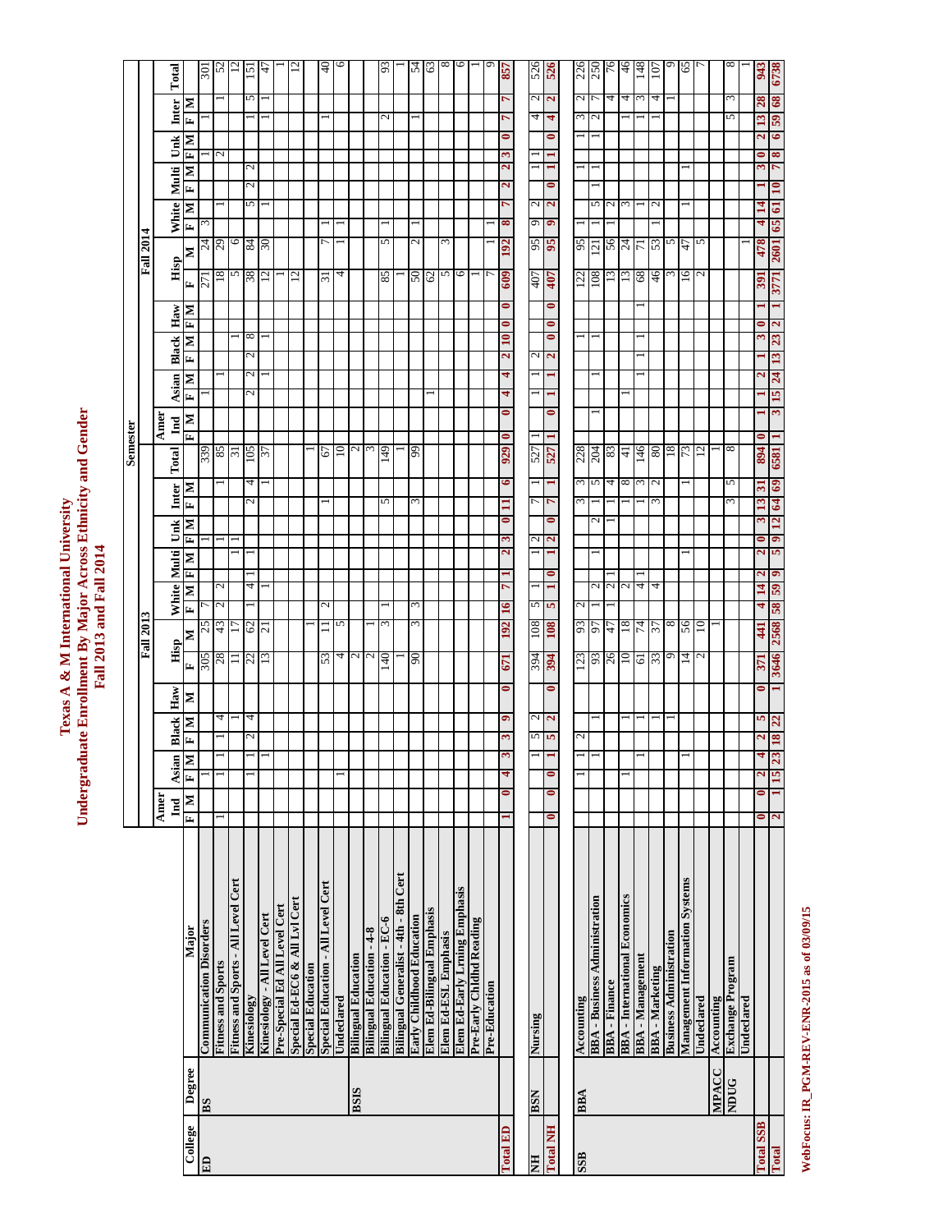# Texas A & M International University
## Undergraduate Enrollment By Major Across Ethnicity and Gender
### Fall 2013 and Fall 2014

| College | Degree | Major | Fall 2013 | | | | | | | | | | | | | | | | | | Fall 2014 | | | | | | | | | | | | | | | | | | |
|---|---|---|---|---|---|---|---|---|---|---|---|---|---|---|---|---|---|---|---|---|---|---|---|---|---|---|---|---|---|---|---|---|---|---|---|---|---|---|---|
| | | | Amer Ind | | Asian | | Black | | Haw | Hisp | | White | | Multi | | Unk | | Inter | | Total | Amer Ind | | Asian | | Black | | Haw | | Hisp | | White | | Multi | | Unk | | Inter | | Total |
| | | | F | M | F | M | F | M | M | F | M | F | M | F | M | F | M | F | M | | F | M | F | M | F | M | F | M | F | M | F | M | F | M | F | M | F | M | |
| ED | BS | Communication Disorders | | | 1 | | | | | 305 | 25 | 7 | | | | 1 | | | | 339 | | | 1 | | | | | | 271 | 24 | 3 | | | | 1 | | 1 | | 301 |
| | | Fitness and Sports | 1 | | 1 | 1 | 1 | 4 | | 28 | 43 | 2 | 2 | | 1 | | | | 1 | 85 | | | | 1 | | | | | 18 | 29 | | 1 | | | 2 | | | 1 | 52 |
| | | Fitness and Sports - All Level Cert | | | | | | 1 | | 11 | 17 | | | | 1 | 1 | | | | 31 | | | | | | 1 | | | 5 | 6 | | | | | | | | | 12 |
| | | Kinesiology | | | 1 | 1 | 2 | 4 | | 22 | 62 | 1 | 4 | 1 | | 1 | | 2 | 4 | 105 | | | 2 | 2 | 2 | 8 | | | 38 | 84 | | 5 | 2 | 2 | | | 1 | 5 | 151 |
| | | Kinesiology - All Level Cert | | | | 1 | | | | 13 | 21 | | 1 | | | | | | 1 | 37 | | | | 1 | | 1 | | | 12 | 30 | | 1 | | | | | 1 | 1 | 47 |
| | | Pre-Special Ed All Level Cert | | | | | | | | | | | | | | | | | | | | | | | | | | | 1 | | | | | | | | | | 1 |
| | | Special Ed-EC6 & All Lvl Cert | | | | | | | | | | | | | | | | | | | | | | | | | | | 12 | | | | | | | | | | 12 |
| | | Special Education | | | | | | | | | 1 | | | | | | | | | 1 | | | | | | | | | | | | | | | | | | | |
| | | Special Education - All Level Cert | | | | | | | | 53 | 11 | 2 | | | | | | 1 | | 67 | | | | | | | | | 31 | 7 | 1 | | | | | | 1 | | 40 |
| | | Undeclared | | | 1 | | | | | 4 | 5 | | | | | | | | | 10 | | | | | | | | | 4 | 1 | 1 | | | | | | | | 6 |
| | BSIS | Bilingual Education | | | | | | | | 2 | | | | | | | | | | 2 | | | | | | | | | | | | | | | | | | | |
| | | Bilingual Education - 4-8 | | | | | | | | 2 | 1 | | | | | | | | | 3 | | | | | | | | | | | | | | | | | | | |
| | | Bilingual Education - EC-6 | | | | | | | | 140 | 3 | 1 | | | | | | 5 | | 149 | | | | | | | | | 85 | 5 | 1 | | | | | | 2 | | 93 |
| | | Bilingual Generalist - 4th - 8th Cert | | | | | | | | 1 | | | | | | | | | | 1 | | | | | | | | | 1 | | | | | | | | | | 1 |
| | | Early Childhood Education | | | | | | | | 90 | 3 | 3 | | | | | | 3 | | 99 | | | | | | | | | 50 | 2 | 1 | | | | | | 1 | | 54 |
| | | Elem Ed-Bilingual Emphasis | | | | | | | | | | | | | | | | | | | | | 1 | | | | | | 62 | | | | | | | | | | 63 |
| | | Elem Ed-ESL Emphasis | | | | | | | | | | | | | | | | | | | | | | | | | | | 5 | 3 | | | | | | | | | 8 |
| | | Elem Ed-Early Lrning Emphasis | | | | | | | | | | | | | | | | | | | | | | | | | | | 6 | | | | | | | | | | 6 |
| | | Pre-Early Chldhd Reading | | | | | | | | | | | | | | | | | | | | | | | | | | | 1 | | | | | | | | | | 1 |
| | | Pre-Education | | | | | | | | | | | | | | | | | | | | | | | | | | | 7 | 1 | 1 | | | | | | | | 9 |
| Total ED | | | 1 | 0 | 4 | 3 | 3 | 9 | 0 | 671 | 192 | 16 | 7 | 1 | 2 | 3 | 0 | 11 | 6 | 929 | 0 | | 4 | 4 | 2 | 10 | 0 | 0 | 609 | 192 | 8 | 7 | 2 | 2 | 3 | 0 | 7 | 7 | 857 |
| NH | BSN | Nursing | | | | 1 | 5 | 2 | | 394 | 108 | 5 | 1 | | 1 | 2 | | 7 | 1 | 527 | | 1 | 1 | 1 | 2 | | | | 407 | 95 | 9 | 2 | | 1 | 1 | | 4 | 2 | 526 |
| Total NH | | | 0 | 0 | | 1 | 5 | 2 | 0 | 394 | 108 | 5 | 1 | 0 | 1 | 2 | 0 | 7 | 1 | 527 | 0 | 1 | 1 | 1 | 2 | 0 | 0 | | 407 | 95 | 9 | 2 | 0 | 1 | 1 | 0 | 4 | 2 | 526 |
| SSB | BBA | Accounting | | | 1 | 1 | 2 | | | 123 | 93 | 2 | | | | | | 3 | 3 | 228 | | | | | | 1 | | | 122 | 95 | 1 | | | 1 | | 1 | 3 | 2 | 226 |
| | | BBA - Business Administration | | | | 1 | | 1 | | 93 | 97 | 1 | 2 | | 1 | | 2 | 1 | 5 | 204 | 1 | | | 1 | | 1 | | | 108 | 121 | 1 | 5 | 1 | 1 | | 1 | 2 | 7 | 250 |
| | | BBA - Finance | | | | | | | | 26 | 47 | 1 | 2 | 1 | | | 1 | 1 | 4 | 83 | | | | | | | | | 13 | 56 | 1 | 2 | | | | | | 4 | 76 |
| | | BBA - International Economics | | | 1 | | | 1 | | 10 | 18 | | 2 | | | | | 1 | 8 | 41 | | | 1 | | | | | | 13 | 24 | | 3 | | | | | 1 | 4 | 46 |
| | | BBA - Management | | | | 1 | | 1 | | 61 | 74 | | 4 | 1 | | | | 1 | 3 | 146 | | | | 1 | 1 | 1 | | 1 | 68 | 71 | | 1 | | | | | 1 | 3 | 148 |
| | | BBA - Marketing | | | | | | 1 | | 33 | 37 | | 4 | | | | | 3 | 2 | 80 | | | | | | | | | 46 | 53 | 1 | 2 | | | | | 1 | 4 | 107 |
| | | Business Administration | | | | | | 1 | | 9 | 8 | | | | | | | | | 18 | | | | | | | | | 3 | 5 | | | | | | | | 1 | 9 |
| | | Management Information Systems | | | | 1 | | | | 14 | 56 | | | | 1 | | | | 1 | 73 | | | | | | | | | 16 | 47 | | 1 | | 1 | | | | | 65 |
| | | Undeclared | | | | | | | | 2 | 10 | | | | | | | | | 12 | | | | | | | | | 2 | 5 | | | | | | | | | 7 |
| | MPACC | Accounting | | | | | | | | | 1 | | | | | | | | | 1 | | | | | | | | | | | | | | | | | | | |
| | NDUG | Exchange Program | | | | | | | | | | | | | | | | 3 | 5 | 8 | | | | | | | | | | | | | | | | | 5 | 3 | 8 |
| | | Undeclared | | | | | | | | | | | | | | | | | | | | | | | | | | | | 1 | | | | | | | | | 1 |
| Total SSB | | | 0 | 0 | 2 | 4 | 2 | 5 | 0 | 371 | 441 | 4 | 14 | 2 | 2 | 0 | 3 | 13 | 31 | 894 | 1 | | 1 | 2 | 1 | 3 | 0 | 1 | 391 | 478 | 4 | 14 | 1 | 3 | 0 | 2 | 13 | 28 | 943 |
| Total | | | 2 | 1 | 15 | 23 | 18 | 22 | 1 | 3646 | 2568 | 58 | 59 | 9 | 5 | 9 | 12 | 64 | 69 | 6581 | 1 | 3 | 15 | 24 | 13 | 23 | 2 | 1 | 3771 | 2601 | 65 | 61 | 10 | 7 | 8 | 6 | 59 | 68 | 6738 |

WebFocus: IR_PGM-REV-ENR-2015 as of 03/09/15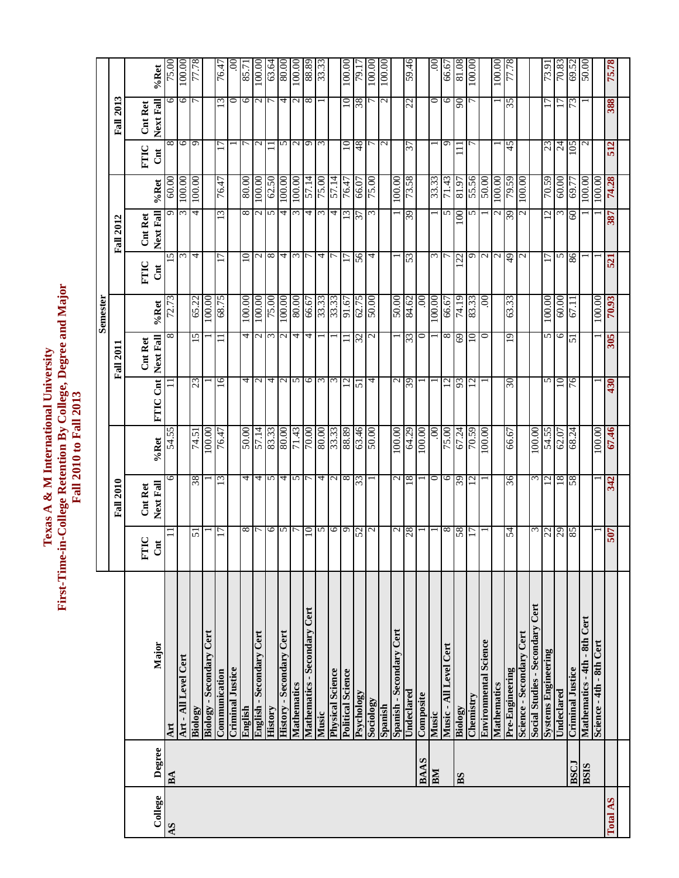# Texas A & M International University
## First-Time-in-College Retention By College, Degree and Major
### Fall 2010 to Fall 2013

| College | Degree | Major | Fall 2010 FTIC Cnt | Fall 2010 Cnt Ret Next Fall | Fall 2010 %Ret | Fall 2011 FTIC Cnt | Fall 2011 Cnt Ret Next Fall | Fall 2011 %Ret | Fall 2012 FTIC Cnt | Fall 2012 Cnt Ret Next Fall | Fall 2012 %Ret | Fall 2013 FTIC Cnt | Fall 2013 Cnt Ret Next Fall | Fall 2013 %Ret |
|---|---|---|---|---|---|---|---|---|---|---|---|---|---|---|
| **AS** | **BA** | **Art** | 11 | 6 | 54.55 | 11 | 8 | 72.73 | 15 | 9 | 60.00 | 8 | 6 | 75.00 |
| | | **Art - All Level Cert** | | | | | | | 3 | 3 | 100.00 | 6 | 6 | 100.00 |
| | | **Biology** | 51 | 38 | 74.51 | 23 | 15 | 65.22 | 4 | 4 | 100.00 | 9 | 7 | 77.78 |
| | | **Biology - Secondary Cert** | 1 | 1 | 100.00 | 1 | 1 | 100.00 | | | | | | |
| | | **Communication** | 17 | 13 | 76.47 | 16 | 11 | 68.75 | 17 | 13 | 76.47 | 17 | 13 | 76.47 |
| | | **Criminal Justice** | | | | | | | | | | 1 | 0 | .00 |
| | | **English** | 8 | 4 | 50.00 | 4 | 4 | 100.00 | 10 | 8 | 80.00 | 7 | 6 | 85.71 |
| | | **English - Secondary Cert** | 7 | 4 | 57.14 | 2 | 2 | 100.00 | 2 | 2 | 100.00 | 2 | 2 | 100.00 |
| | | **History** | 6 | 5 | 83.33 | 4 | 3 | 75.00 | 8 | 5 | 62.50 | 11 | 7 | 63.64 |
| | | **History - Secondary Cert** | 5 | 4 | 80.00 | 2 | 2 | 100.00 | 4 | 4 | 100.00 | 5 | 4 | 80.00 |
| | | **Mathematics** | 7 | 5 | 71.43 | 5 | 4 | 80.00 | 3 | 3 | 100.00 | 2 | 2 | 100.00 |
| | | **Mathematics - Secondary Cert** | 10 | 7 | 70.00 | 6 | 4 | 66.67 | 7 | 4 | 57.14 | 9 | 8 | 88.89 |
| | | **Music** | 5 | 4 | 80.00 | 3 | 1 | 33.33 | 4 | 3 | 75.00 | 3 | 1 | 33.33 |
| | | **Physical Science** | 6 | 2 | 33.33 | 3 | 1 | 33.33 | 7 | 4 | 57.14 | | | |
| | | **Political Science** | 9 | 8 | 88.89 | 12 | 11 | 91.67 | 17 | 13 | 76.47 | 10 | 10 | 100.00 |
| | | **Psychology** | 52 | 33 | 63.46 | 51 | 32 | 62.75 | 56 | 37 | 66.07 | 48 | 38 | 79.17 |
| | | **Sociology** | 2 | 1 | 50.00 | 4 | 2 | 50.00 | 4 | 3 | 75.00 | 7 | 7 | 100.00 |
| | | **Spanish** | | | | | | | | | | 2 | 2 | 100.00 |
| | | **Spanish - Secondary Cert** | 2 | 2 | 100.00 | 2 | 1 | 50.00 | 1 | 1 | 100.00 | | | |
| | | **Undeclared** | 28 | 18 | 64.29 | 39 | 33 | 84.62 | 53 | 39 | 73.58 | 37 | 22 | 59.46 |
| | **BAAS** | **Composite** | 1 | 1 | 100.00 | 1 | 0 | .00 | | | | | | |
| | **BM** | **Music** | 1 | 0 | .00 | 1 | 1 | 100.00 | 3 | 1 | 33.33 | 1 | 0 | .00 |
| | | **Music - All Level Cert** | 8 | 6 | 75.00 | 12 | 8 | 66.67 | 7 | 5 | 71.43 | 9 | 6 | 66.67 |
| | **BS** | **Biology** | 58 | 39 | 67.24 | 93 | 69 | 74.19 | 122 | 100 | 81.97 | 111 | 90 | 81.08 |
| | | **Chemistry** | 17 | 12 | 70.59 | 12 | 10 | 83.33 | 9 | 5 | 55.56 | 7 | 7 | 100.00 |
| | | **Environmental Science** | 1 | 1 | 100.00 | 1 | 0 | .00 | 2 | 1 | 50.00 | | | |
| | | **Mathematics** | | | | | | | 2 | 2 | 100.00 | 1 | 1 | 100.00 |
| | | **Pre-Engineering** | 54 | 36 | 66.67 | 30 | 19 | 63.33 | 49 | 39 | 79.59 | 45 | 35 | 77.78 |
| | | **Science - Secondary Cert** | | | | | | | 2 | 2 | 100.00 | | | |
| | | **Social Studies - Secondary Cert** | 3 | 3 | 100.00 | | | | | | | | | |
| | | **Systems Engineering** | 22 | 12 | 54.55 | 5 | 5 | 100.00 | 17 | 12 | 70.59 | 23 | 17 | 73.91 |
| | | **Undeclared** | 29 | 18 | 62.07 | 10 | 6 | 60.00 | 5 | 3 | 60.00 | 24 | 17 | 70.83 |
| | **BSCJ** | **Criminal Justice** | 85 | 58 | 68.24 | 76 | 51 | 67.11 | 86 | 60 | 69.77 | 105 | 73 | 69.52 |
| | **BSIS** | **Mathematics - 4th - 8th Cert** | | | | | | | 1 | 1 | 100.00 | 2 | 1 | 50.00 |
| | | **Science - 4th - 8th Cert** | 1 | 1 | 100.00 | 1 | 1 | 100.00 | 1 | 1 | 100.00 | | | |
| **Total AS** | | | **507** | **342** | **67.46** | **430** | **305** | **70.93** | **521** | **387** | **74.28** | **512** | **388** | **75.78** |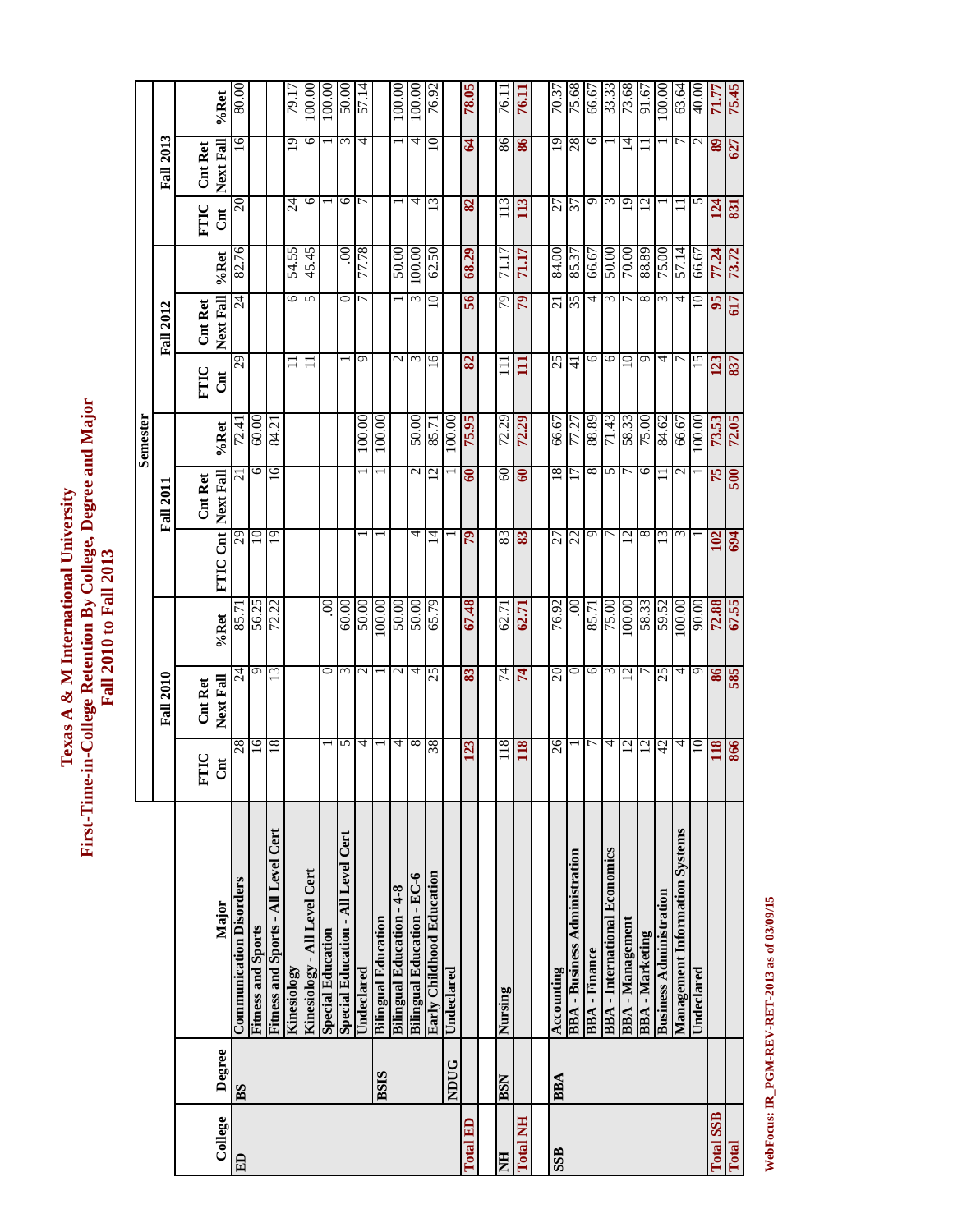# Texas A & M International University
## First-Time-in-College Retention By College, Degree and Major
### Fall 2010 to Fall 2013

| College | Degree | Major | Fall 2010 | | | Fall 2011 | | | Fall 2012 | | | Fall 2013 | | |
|---|---|---|---|---|---|---|---|---|---|---|---|---|---|---|
| | | | FTIC Cnt | Cnt Ret Next Fall | %Ret | FTIC Cnt | Cnt Ret Next Fall | %Ret | FTIC Cnt | Cnt Ret Next Fall | %Ret | FTIC Cnt | Cnt Ret Next Fall | %Ret |
| ED | BS | Communication Disorders | 28 | 24 | 85.71 | 29 | 21 | 72.41 | 29 | 24 | 82.76 | 20 | 16 | 80.00 |
| | | Fitness and Sports | 16 | 9 | 56.25 | 10 | 6 | 60.00 | | | | | | |
| | | Fitness and Sports - All Level Cert | 18 | 13 | 72.22 | 19 | 16 | 84.21 | | | | | | |
| | | Kinesiology | | | | | | | 11 | 6 | 54.55 | 24 | 19 | 79.17 |
| | | Kinesiology - All Level Cert | | | | | | | 11 | 5 | 45.45 | 6 | 6 | 100.00 |
| | | Special Education | 1 | 0 | .00 | | | | | | | 1 | 1 | 100.00 |
| | | Special Education - All Level Cert | 5 | 3 | 60.00 | | | | 1 | 0 | .00 | 6 | 3 | 50.00 |
| | | Undeclared | 4 | 2 | 50.00 | 1 | 1 | 100.00 | 9 | 7 | 77.78 | 7 | 4 | 57.14 |
| | BSIS | Bilingual Education | 1 | 1 | 100.00 | 1 | 1 | 100.00 | | | | | | |
| | | Bilingual Education - 4-8 | 4 | 2 | 50.00 | | | | 2 | 1 | 50.00 | 1 | 1 | 100.00 |
| | | Bilingual Education - EC-6 | 8 | 4 | 50.00 | 4 | 2 | 50.00 | 3 | 3 | 100.00 | 4 | 4 | 100.00 |
| | | Early Childhood Education | 38 | 25 | 65.79 | 14 | 12 | 85.71 | 16 | 10 | 62.50 | 13 | 10 | 76.92 |
| | NDUG | Undeclared | | | | 1 | 1 | 100.00 | | | | | | |
| Total ED | | | 123 | 83 | 67.48 | 79 | 60 | 75.95 | 82 | 56 | 68.29 | 82 | 64 | 78.05 |
| | | | | | | | | | | | | | | |
| NH | BSN | Nursing | 118 | 74 | 62.71 | 83 | 60 | 72.29 | 111 | 79 | 71.17 | 113 | 86 | 76.11 |
| Total NH | | | 118 | 74 | 62.71 | 83 | 60 | 72.29 | 111 | 79 | 71.17 | 113 | 86 | 76.11 |
| | | | | | | | | | | | | | | |
| SSB | BBA | Accounting | 26 | 20 | 76.92 | 27 | 18 | 66.67 | 25 | 21 | 84.00 | 27 | 19 | 70.37 |
| | | BBA - Business Administration | 1 | 0 | .00 | 22 | 17 | 77.27 | 41 | 35 | 85.37 | 37 | 28 | 75.68 |
| | | BBA - Finance | 7 | 6 | 85.71 | 9 | 8 | 88.89 | 6 | 4 | 66.67 | 9 | 6 | 66.67 |
| | | BBA - International Economics | 4 | 3 | 75.00 | 7 | 5 | 71.43 | 6 | 3 | 50.00 | 3 | 1 | 33.33 |
| | | BBA - Management | 12 | 12 | 100.00 | 12 | 7 | 58.33 | 10 | 7 | 70.00 | 19 | 14 | 73.68 |
| | | BBA - Marketing | 12 | 7 | 58.33 | 8 | 6 | 75.00 | 9 | 8 | 88.89 | 12 | 11 | 91.67 |
| | | Business Administration | 42 | 25 | 59.52 | 13 | 11 | 84.62 | 4 | 3 | 75.00 | 1 | 1 | 100.00 |
| | | Management Information Systems | 4 | 4 | 100.00 | 3 | 2 | 66.67 | 7 | 4 | 57.14 | 11 | 7 | 63.64 |
| | | Undeclared | 10 | 9 | 90.00 | 1 | 1 | 100.00 | 15 | 10 | 66.67 | 5 | 2 | 40.00 |
| Total SSB | | | 118 | 86 | 72.88 | 102 | 75 | 73.53 | 123 | 95 | 77.24 | 124 | 89 | 71.77 |
| Total | | | 866 | 585 | 67.55 | 694 | 500 | 72.05 | 837 | 617 | 73.72 | 831 | 627 | 75.45 |

WebFocus: IR_PGM-REV-RET-2013 as of 03/09/15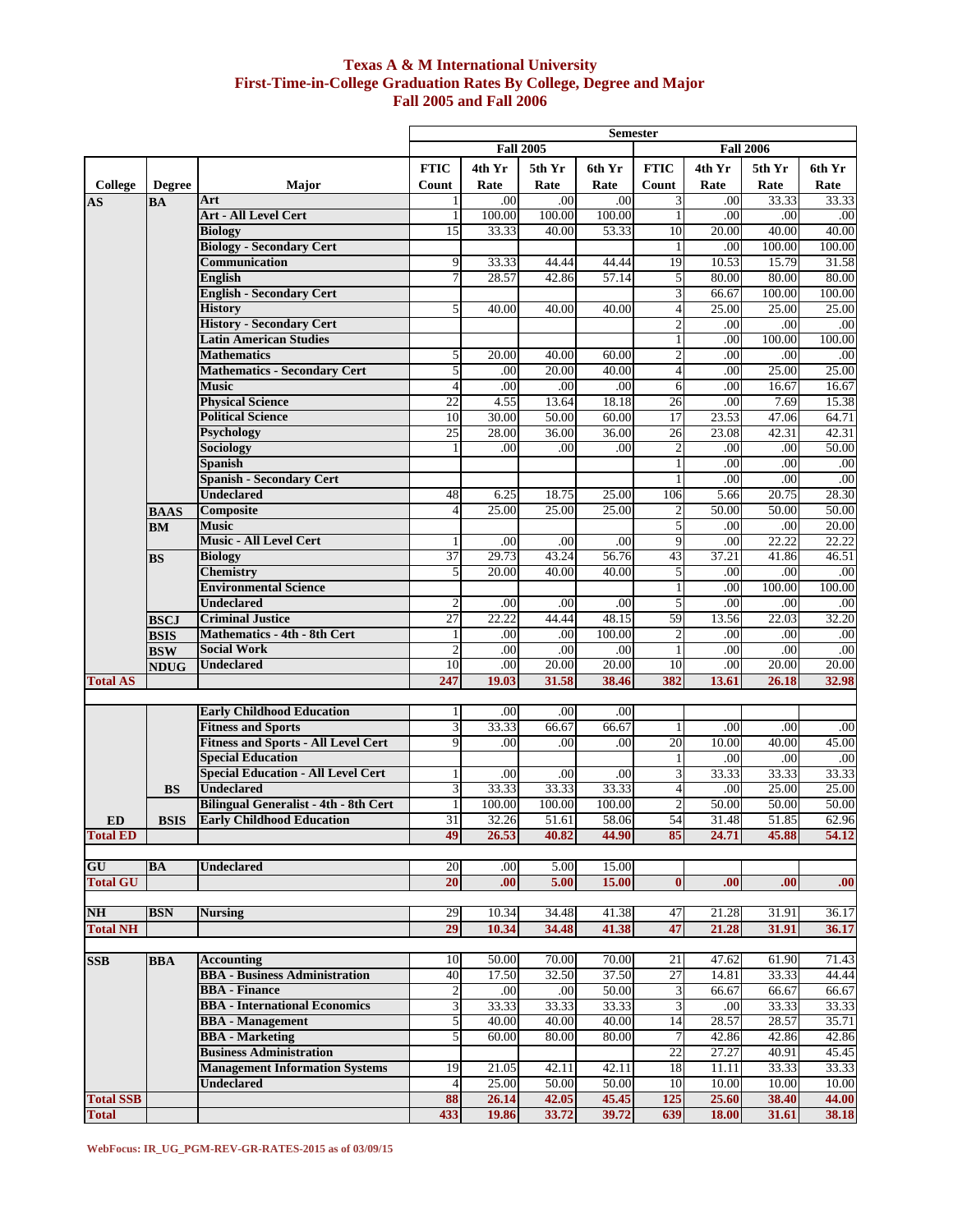# Texas A & M International University
## First-Time-in-College Graduation Rates By College, Degree and Major
### Fall 2005 and Fall 2006

| College | Degree | Major | Fall 2005 FTIC Count | Fall 2005 4th Yr Rate | Fall 2005 5th Yr Rate | Fall 2005 6th Yr Rate | Fall 2006 FTIC Count | Fall 2006 4th Yr Rate | Fall 2006 5th Yr Rate | Fall 2006 6th Yr Rate |
|---|---|---|---|---|---|---|---|---|---|---|
| AS | BA | Art | 1 | .00 | .00 | .00 | 3 | .00 | 33.33 | 33.33 |
| | | Art - All Level Cert | 1 | 100.00 | 100.00 | 100.00 | 1 | .00 | .00 | .00 |
| | | Biology | 15 | 33.33 | 40.00 | 53.33 | 10 | 20.00 | 40.00 | 40.00 |
| | | Biology - Secondary Cert | | | | | 1 | .00 | 100.00 | 100.00 |
| | | Communication | 9 | 33.33 | 44.44 | 44.44 | 19 | 10.53 | 15.79 | 31.58 |
| | | English | 7 | 28.57 | 42.86 | 57.14 | 5 | 80.00 | 80.00 | 80.00 |
| | | English - Secondary Cert | | | | | 3 | 66.67 | 100.00 | 100.00 |
| | | History | 5 | 40.00 | 40.00 | 40.00 | 4 | 25.00 | 25.00 | 25.00 |
| | | History - Secondary Cert | | | | | 2 | .00 | .00 | .00 |
| | | Latin American Studies | | | | | 1 | .00 | 100.00 | 100.00 |
| | | Mathematics | 5 | 20.00 | 40.00 | 60.00 | 2 | .00 | .00 | .00 |
| | | Mathematics - Secondary Cert | 5 | .00 | 20.00 | 40.00 | 4 | .00 | 25.00 | 25.00 |
| | | Music | 4 | .00 | .00 | .00 | 6 | .00 | 16.67 | 16.67 |
| | | Physical Science | 22 | 4.55 | 13.64 | 18.18 | 26 | .00 | 7.69 | 15.38 |
| | | Political Science | 10 | 30.00 | 50.00 | 60.00 | 17 | 23.53 | 47.06 | 64.71 |
| | | Psychology | 25 | 28.00 | 36.00 | 36.00 | 26 | 23.08 | 42.31 | 42.31 |
| | | Sociology | 1 | .00 | .00 | .00 | 2 | .00 | .00 | 50.00 |
| | | Spanish | | | | | 1 | .00 | .00 | .00 |
| | | Spanish - Secondary Cert | | | | | 1 | .00 | .00 | .00 |
| | | Undeclared | 48 | 6.25 | 18.75 | 25.00 | 106 | 5.66 | 20.75 | 28.30 |
| | BAAS | Composite | 4 | 25.00 | 25.00 | 25.00 | 2 | 50.00 | 50.00 | 50.00 |
| | BM | Music | | | | | 5 | .00 | .00 | 20.00 |
| | | Music - All Level Cert | 1 | .00 | .00 | .00 | 9 | .00 | 22.22 | 22.22 |
| | BS | Biology | 37 | 29.73 | 43.24 | 56.76 | 43 | 37.21 | 41.86 | 46.51 |
| | | Chemistry | 5 | 20.00 | 40.00 | 40.00 | 5 | .00 | .00 | .00 |
| | | Environmental Science | | | | | 1 | .00 | 100.00 | 100.00 |
| | | Undeclared | 2 | .00 | .00 | .00 | 5 | .00 | .00 | .00 |
| | BSCJ | Criminal Justice | 27 | 22.22 | 44.44 | 48.15 | 59 | 13.56 | 22.03 | 32.20 |
| | BSIS | Mathematics - 4th - 8th Cert | 1 | .00 | .00 | 100.00 | 2 | .00 | .00 | .00 |
| | BSW | Social Work | 2 | .00 | .00 | .00 | 1 | .00 | .00 | .00 |
| | NDUG | Undeclared | 10 | .00 | 20.00 | 20.00 | 10 | .00 | 20.00 | 20.00 |
| **Total AS** | | | **247** | **19.03** | **31.58** | **38.46** | **382** | **13.61** | **26.18** | **32.98** |
| | | Early Childhood Education | 1 | .00 | .00 | .00 | | | | |
| | | Fitness and Sports | 3 | 33.33 | 66.67 | 66.67 | 1 | .00 | .00 | .00 |
| | | Fitness and Sports - All Level Cert | 9 | .00 | .00 | .00 | 20 | 10.00 | 40.00 | 45.00 |
| | | Special Education | | | | | 1 | .00 | .00 | .00 |
| | | Special Education - All Level Cert | 1 | .00 | .00 | .00 | 3 | 33.33 | 33.33 | 33.33 |
| | BS | Undeclared | 3 | 33.33 | 33.33 | 33.33 | 4 | .00 | 25.00 | 25.00 |
| | | Bilingual Generalist - 4th - 8th Cert | 1 | 100.00 | 100.00 | 100.00 | 2 | 50.00 | 50.00 | 50.00 |
| ED | BSIS | Early Childhood Education | 31 | 32.26 | 51.61 | 58.06 | 54 | 31.48 | 51.85 | 62.96 |
| **Total ED** | | | **49** | **26.53** | **40.82** | **44.90** | **85** | **24.71** | **45.88** | **54.12** |
| GU | BA | Undeclared | 20 | .00 | 5.00 | 15.00 | | | | |
| **Total GU** | | | **20** | **.00** | **5.00** | **15.00** | **0** | **.00** | **.00** | **.00** |
| NH | BSN | Nursing | 29 | 10.34 | 34.48 | 41.38 | 47 | 21.28 | 31.91 | 36.17 |
| **Total NH** | | | **29** | **10.34** | **34.48** | **41.38** | **47** | **21.28** | **31.91** | **36.17** |
| SSB | BBA | Accounting | 10 | 50.00 | 70.00 | 70.00 | 21 | 47.62 | 61.90 | 71.43 |
| | | BBA - Business Administration | 40 | 17.50 | 32.50 | 37.50 | 27 | 14.81 | 33.33 | 44.44 |
| | | BBA - Finance | 2 | .00 | .00 | 50.00 | 3 | 66.67 | 66.67 | 66.67 |
| | | BBA - International Economics | 3 | 33.33 | 33.33 | 33.33 | 3 | .00 | 33.33 | 33.33 |
| | | BBA - Management | 5 | 40.00 | 40.00 | 40.00 | 14 | 28.57 | 28.57 | 35.71 |
| | | BBA - Marketing | 5 | 60.00 | 80.00 | 80.00 | 7 | 42.86 | 42.86 | 42.86 |
| | | Business Administration | | | | | 22 | 27.27 | 40.91 | 45.45 |
| | | Management Information Systems | 19 | 21.05 | 42.11 | 42.11 | 18 | 11.11 | 33.33 | 33.33 |
| | | Undeclared | 4 | 25.00 | 50.00 | 50.00 | 10 | 10.00 | 10.00 | 10.00 |
| **Total SSB** | | | **88** | **26.14** | **42.05** | **45.45** | **125** | **25.60** | **38.40** | **44.00** |
| **Total** | | | **433** | **19.86** | **33.72** | **39.72** | **639** | **18.00** | **31.61** | **38.18** |

WebFocus: IR_UG_PGM-REV-GR-RATES-2015 as of 03/09/15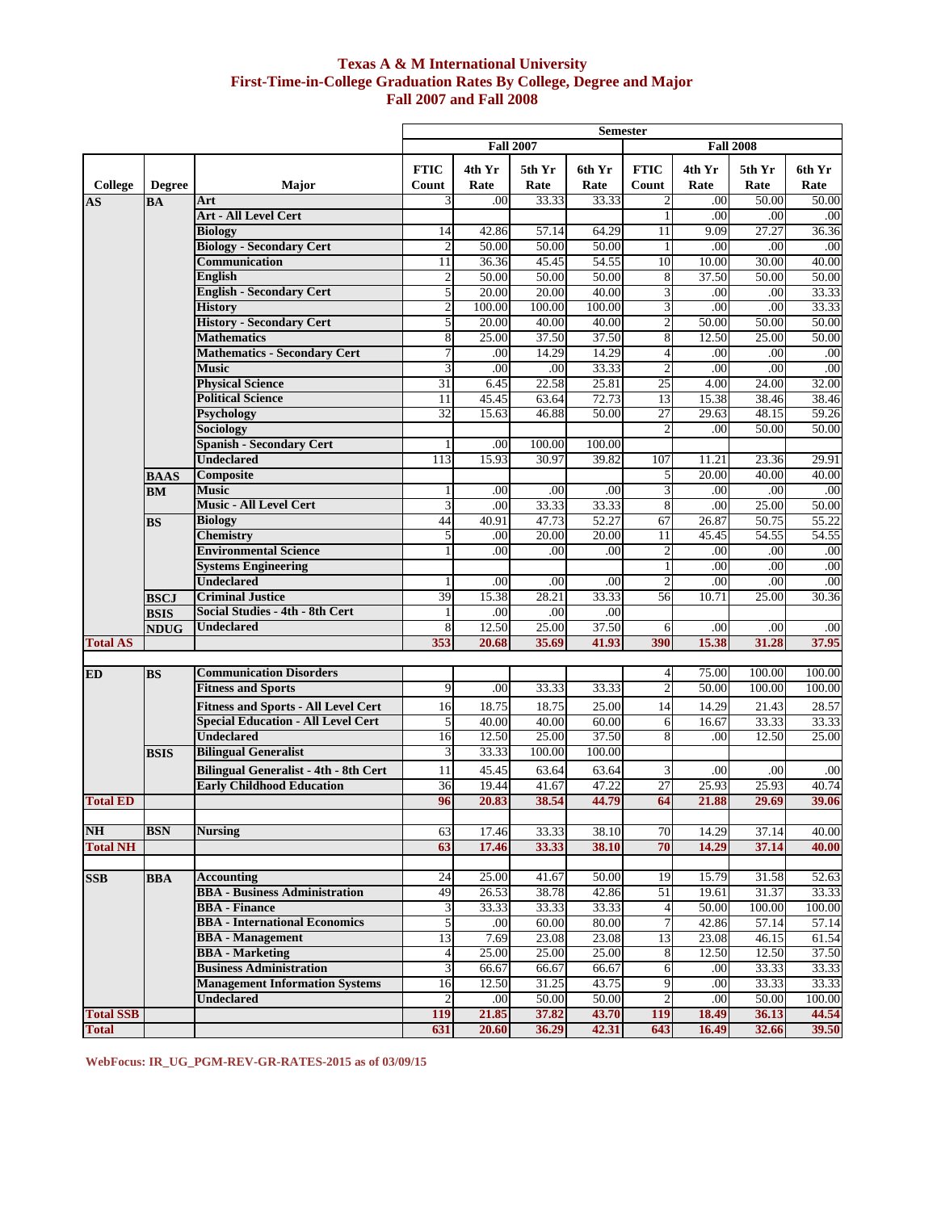# Texas A & M International University
## First-Time-in-College Graduation Rates By College, Degree and Major
## Fall 2007 and Fall 2008

| | | | Semester | | | | | | | |
|---|---|---|---|---|---|---|---|---|---|---|
| | | | Fall 2007 | | | | Fall 2008 | | | |
| College | Degree | Major | FTIC Count | 4th Yr Rate | 5th Yr Rate | 6th Yr Rate | FTIC Count | 4th Yr Rate | 5th Yr Rate | 6th Yr Rate |
| AS | BA | Art | 3 | .00 | 33.33 | 33.33 | 2 | .00 | 50.00 | 50.00 |
| | | Art - All Level Cert | | | | | 1 | .00 | .00 | .00 |
| | | Biology | 14 | 42.86 | 57.14 | 64.29 | 11 | 9.09 | 27.27 | 36.36 |
| | | Biology - Secondary Cert | 2 | 50.00 | 50.00 | 50.00 | 1 | .00 | .00 | .00 |
| | | Communication | 11 | 36.36 | 45.45 | 54.55 | 10 | 10.00 | 30.00 | 40.00 |
| | | English | 2 | 50.00 | 50.00 | 50.00 | 8 | 37.50 | 50.00 | 50.00 |
| | | English - Secondary Cert | 5 | 20.00 | 20.00 | 40.00 | 3 | .00 | .00 | 33.33 |
| | | History | 2 | 100.00 | 100.00 | 100.00 | 3 | .00 | .00 | 33.33 |
| | | History - Secondary Cert | 5 | 20.00 | 40.00 | 40.00 | 2 | 50.00 | 50.00 | 50.00 |
| | | Mathematics | 8 | 25.00 | 37.50 | 37.50 | 8 | 12.50 | 25.00 | 50.00 |
| | | Mathematics - Secondary Cert | 7 | .00 | 14.29 | 14.29 | 4 | .00 | .00 | .00 |
| | | Music | 3 | .00 | .00 | 33.33 | 2 | .00 | .00 | .00 |
| | | Physical Science | 31 | 6.45 | 22.58 | 25.81 | 25 | 4.00 | 24.00 | 32.00 |
| | | Political Science | 11 | 45.45 | 63.64 | 72.73 | 13 | 15.38 | 38.46 | 38.46 |
| | | Psychology | 32 | 15.63 | 46.88 | 50.00 | 27 | 29.63 | 48.15 | 59.26 |
| | | Sociology | | | | | 2 | .00 | 50.00 | 50.00 |
| | | Spanish - Secondary Cert | 1 | .00 | 100.00 | 100.00 | | | | |
| | | Undeclared | 113 | 15.93 | 30.97 | 39.82 | 107 | 11.21 | 23.36 | 29.91 |
| | BAAS | Composite | | | | | 5 | 20.00 | 40.00 | 40.00 |
| | BM | Music | 1 | .00 | .00 | .00 | 3 | .00 | .00 | .00 |
| | | Music - All Level Cert | 3 | .00 | 33.33 | 33.33 | 8 | .00 | 25.00 | 50.00 |
| | BS | Biology | 44 | 40.91 | 47.73 | 52.27 | 67 | 26.87 | 50.75 | 55.22 |
| | | Chemistry | 5 | .00 | 20.00 | 20.00 | 11 | 45.45 | 54.55 | 54.55 |
| | | Environmental Science | 1 | .00 | .00 | .00 | 2 | .00 | .00 | .00 |
| | | Systems Engineering | | | | | 1 | .00 | .00 | .00 |
| | | Undeclared | 1 | .00 | .00 | .00 | 2 | .00 | .00 | .00 |
| | BSCJ | Criminal Justice | 39 | 15.38 | 28.21 | 33.33 | 56 | 10.71 | 25.00 | 30.36 |
| | BSIS | Social Studies - 4th - 8th Cert | 1 | .00 | .00 | .00 | | | | |
| | NDUG | Undeclared | 8 | 12.50 | 25.00 | 37.50 | 6 | .00 | .00 | .00 |
| Total AS | | | 353 | 20.68 | 35.69 | 41.93 | 390 | 15.38 | 31.28 | 37.95 |
| ED | BS | Communication Disorders | | | | | 4 | 75.00 | 100.00 | 100.00 |
| | | Fitness and Sports | 9 | .00 | 33.33 | 33.33 | 2 | 50.00 | 100.00 | 100.00 |
| | | Fitness and Sports - All Level Cert | 16 | 18.75 | 18.75 | 25.00 | 14 | 14.29 | 21.43 | 28.57 |
| | | Special Education - All Level Cert | 5 | 40.00 | 40.00 | 60.00 | 6 | 16.67 | 33.33 | 33.33 |
| | | Undeclared | 16 | 12.50 | 25.00 | 37.50 | 8 | .00 | 12.50 | 25.00 |
| | BSIS | Bilingual Generalist | 3 | 33.33 | 100.00 | 100.00 | | | | |
| | | Bilingual Generalist - 4th - 8th Cert | 11 | 45.45 | 63.64 | 63.64 | 3 | .00 | .00 | .00 |
| | | Early Childhood Education | 36 | 19.44 | 41.67 | 47.22 | 27 | 25.93 | 25.93 | 40.74 |
| Total ED | | | 96 | 20.83 | 38.54 | 44.79 | 64 | 21.88 | 29.69 | 39.06 |
| NH | BSN | Nursing | 63 | 17.46 | 33.33 | 38.10 | 70 | 14.29 | 37.14 | 40.00 |
| Total NH | | | 63 | 17.46 | 33.33 | 38.10 | 70 | 14.29 | 37.14 | 40.00 |
| SSB | BBA | Accounting | 24 | 25.00 | 41.67 | 50.00 | 19 | 15.79 | 31.58 | 52.63 |
| | | BBA - Business Administration | 49 | 26.53 | 38.78 | 42.86 | 51 | 19.61 | 31.37 | 33.33 |
| | | BBA - Finance | 3 | 33.33 | 33.33 | 33.33 | 4 | 50.00 | 100.00 | 100.00 |
| | | BBA - International Economics | 5 | .00 | 60.00 | 80.00 | 7 | 42.86 | 57.14 | 57.14 |
| | | BBA - Management | 13 | 7.69 | 23.08 | 23.08 | 13 | 23.08 | 46.15 | 61.54 |
| | | BBA - Marketing | 4 | 25.00 | 25.00 | 25.00 | 8 | 12.50 | 12.50 | 37.50 |
| | | Business Administration | 3 | 66.67 | 66.67 | 66.67 | 6 | .00 | 33.33 | 33.33 |
| | | Management Information Systems | 16 | 12.50 | 31.25 | 43.75 | 9 | .00 | 33.33 | 33.33 |
| | | Undeclared | 2 | .00 | 50.00 | 50.00 | 2 | .00 | 50.00 | 100.00 |
| Total SSB | | | 119 | 21.85 | 37.82 | 43.70 | 119 | 18.49 | 36.13 | 44.54 |
| Total | | | 631 | 20.60 | 36.29 | 42.31 | 643 | 16.49 | 32.66 | 39.50 |

WebFocus: IR_UG_PGM-REV-GR-RATES-2015 as of 03/09/15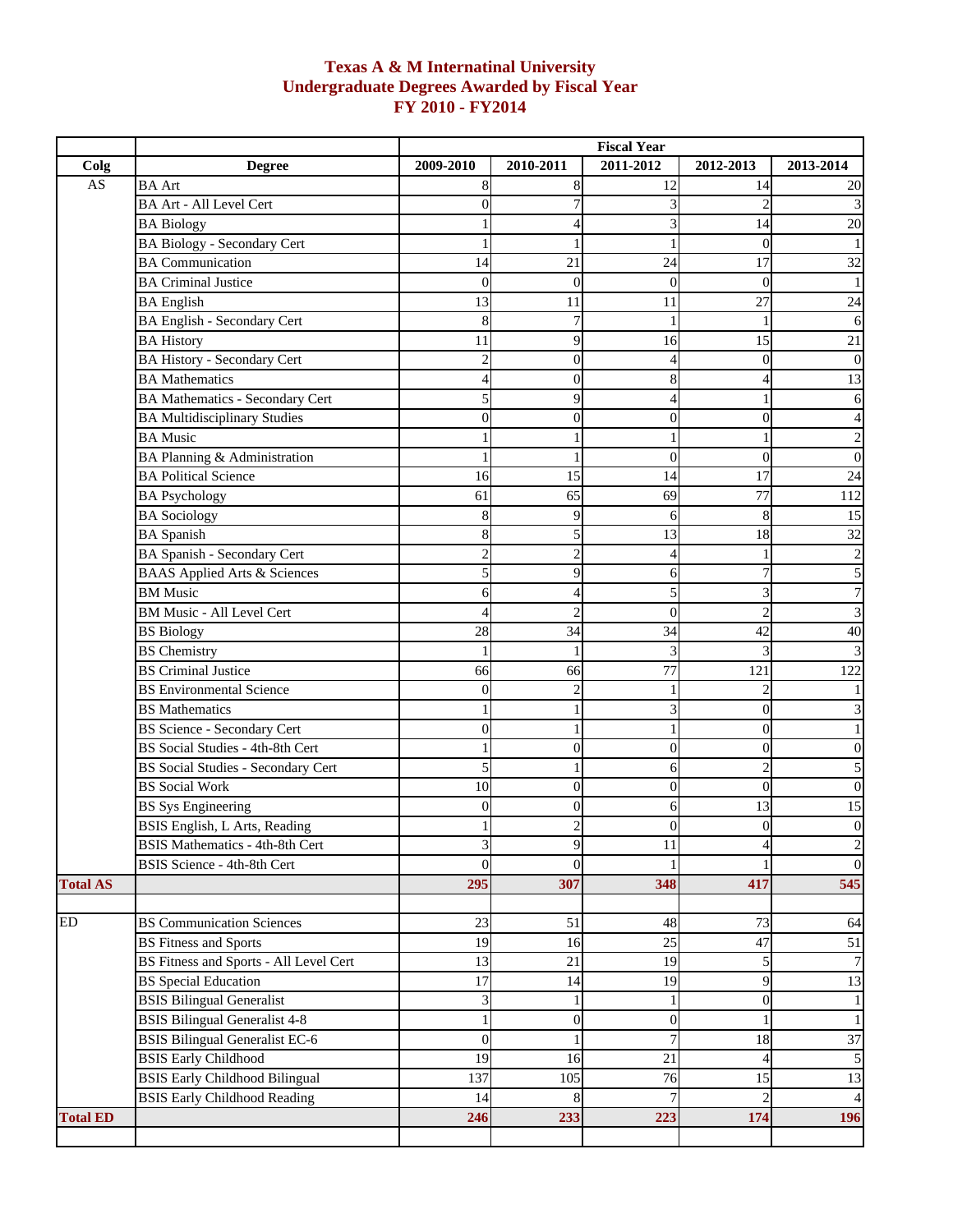# Texas A & M Internatinal University
## Undergraduate Degrees Awarded by Fiscal Year
## FY 2010 - FY2014

| | | Fiscal Year | | | | |
|---|---|---|---|---|---|---|
| Colg | Degree | 2009-2010 | 2010-2011 | 2011-2012 | 2012-2013 | 2013-2014 |
| AS | BA Art | 8 | 8 | 12 | 14 | 20 |
| | BA Art - All Level Cert | 0 | 7 | 3 | 2 | 3 |
| | BA Biology | 1 | 4 | 3 | 14 | 20 |
| | BA Biology - Secondary Cert | 1 | 1 | 1 | 0 | 1 |
| | BA Communication | 14 | 21 | 24 | 17 | 32 |
| | BA Criminal Justice | 0 | 0 | 0 | 0 | 1 |
| | BA English | 13 | 11 | 11 | 27 | 24 |
| | BA English - Secondary Cert | 8 | 7 | 1 | 1 | 6 |
| | BA History | 11 | 9 | 16 | 15 | 21 |
| | BA History - Secondary Cert | 2 | 0 | 4 | 0 | 0 |
| | BA Mathematics | 4 | 0 | 8 | 4 | 13 |
| | BA Mathematics - Secondary Cert | 5 | 9 | 4 | 1 | 6 |
| | BA Multidisciplinary Studies | 0 | 0 | 0 | 0 | 4 |
| | BA Music | 1 | 1 | 1 | 1 | 2 |
| | BA Planning & Administration | 1 | 1 | 0 | 0 | 0 |
| | BA Political Science | 16 | 15 | 14 | 17 | 24 |
| | BA Psychology | 61 | 65 | 69 | 77 | 112 |
| | BA Sociology | 8 | 9 | 6 | 8 | 15 |
| | BA Spanish | 8 | 5 | 13 | 18 | 32 |
| | BA Spanish - Secondary Cert | 2 | 2 | 4 | 1 | 2 |
| | BAAS Applied Arts & Sciences | 5 | 9 | 6 | 7 | 5 |
| | BM Music | 6 | 4 | 5 | 3 | 7 |
| | BM Music - All Level Cert | 4 | 2 | 0 | 2 | 3 |
| | BS Biology | 28 | 34 | 34 | 42 | 40 |
| | BS Chemistry | 1 | 1 | 3 | 3 | 3 |
| | BS Criminal Justice | 66 | 66 | 77 | 121 | 122 |
| | BS Environmental Science | 0 | 2 | 1 | 2 | 1 |
| | BS Mathematics | 1 | 1 | 3 | 0 | 3 |
| | BS Science - Secondary Cert | 0 | 1 | 1 | 0 | 1 |
| | BS Social Studies - 4th-8th Cert | 1 | 0 | 0 | 0 | 0 |
| | BS Social Studies - Secondary Cert | 5 | 1 | 6 | 2 | 5 |
| | BS Social Work | 10 | 0 | 0 | 0 | 0 |
| | BS Sys Engineering | 0 | 0 | 6 | 13 | 15 |
| | BSIS English, L Arts, Reading | 1 | 2 | 0 | 0 | 0 |
| | BSIS Mathematics - 4th-8th Cert | 3 | 9 | 11 | 4 | 2 |
| | BSIS Science - 4th-8th Cert | 0 | 0 | 1 | 1 | 0 |
| **Total AS** | | **295** | **307** | **348** | **417** | **545** |
| | | | | | | |
| ED | BS Communication Sciences | 23 | 51 | 48 | 73 | 64 |
| | BS Fitness and Sports | 19 | 16 | 25 | 47 | 51 |
| | BS Fitness and Sports - All Level Cert | 13 | 21 | 19 | 5 | 7 |
| | BS Special Education | 17 | 14 | 19 | 9 | 13 |
| | BSIS Bilingual Generalist | 3 | 1 | 1 | 0 | 1 |
| | BSIS Bilingual Generalist 4-8 | 1 | 0 | 0 | 1 | 1 |
| | BSIS Bilingual Generalist EC-6 | 0 | 1 | 7 | 18 | 37 |
| | BSIS Early Childhood | 19 | 16 | 21 | 4 | 5 |
| | BSIS Early Childhood Bilingual | 137 | 105 | 76 | 15 | 13 |
| | BSIS Early Childhood Reading | 14 | 8 | 7 | 2 | 4 |
| **Total ED** | | **246** | **233** | **223** | **174** | **196** |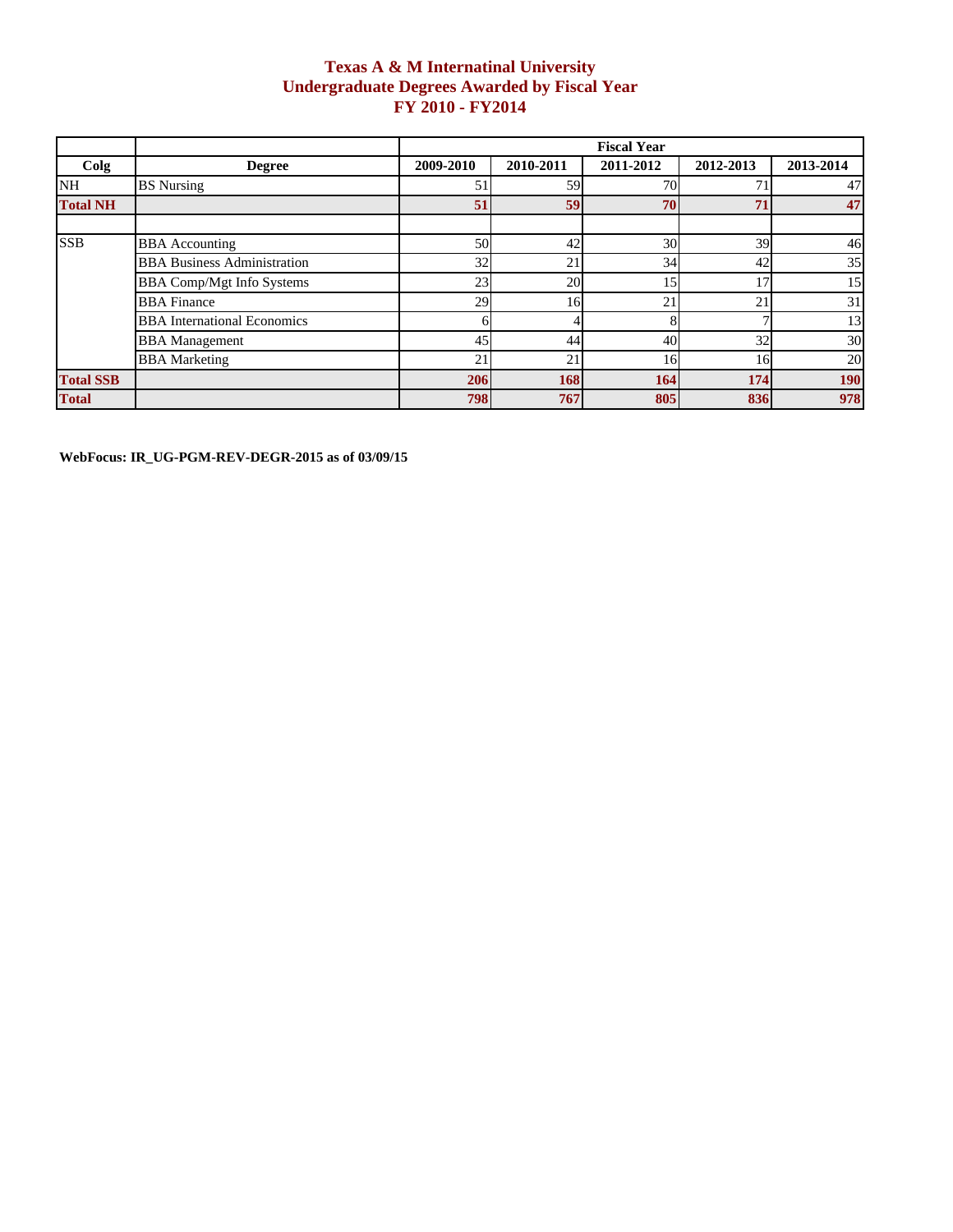# Texas A & M Internatinal University
## Undergraduate Degrees Awarded by Fiscal Year
## FY 2010 - FY2014

| | | Fiscal Year | | | | |
|---|---|---|---|---|---|---|
| **Colg** | **Degree** | **2009-2010** | **2010-2011** | **2011-2012** | **2012-2013** | **2013-2014** |
| NH | BS Nursing | 51 | 59 | 70 | 71 | 47 |
| **Total NH** | | **51** | **59** | **70** | **71** | **47** |
| | | | | | | |
| SSB | BBA Accounting | 50 | 42 | 30 | 39 | 46 |
| | BBA Business Administration | 32 | 21 | 34 | 42 | 35 |
| | BBA Comp/Mgt Info Systems | 23 | 20 | 15 | 17 | 15 |
| | BBA Finance | 29 | 16 | 21 | 21 | 31 |
| | BBA International Economics | 6 | 4 | 8 | 7 | 13 |
| | BBA Management | 45 | 44 | 40 | 32 | 30 |
| | BBA Marketing | 21 | 21 | 16 | 16 | 20 |
| **Total SSB** | | **206** | **168** | **164** | **174** | **190** |
| **Total** | | **798** | **767** | **805** | **836** | **978** |

**WebFocus: IR_UG-PGM-REV-DEGR-2015 as of 03/09/15**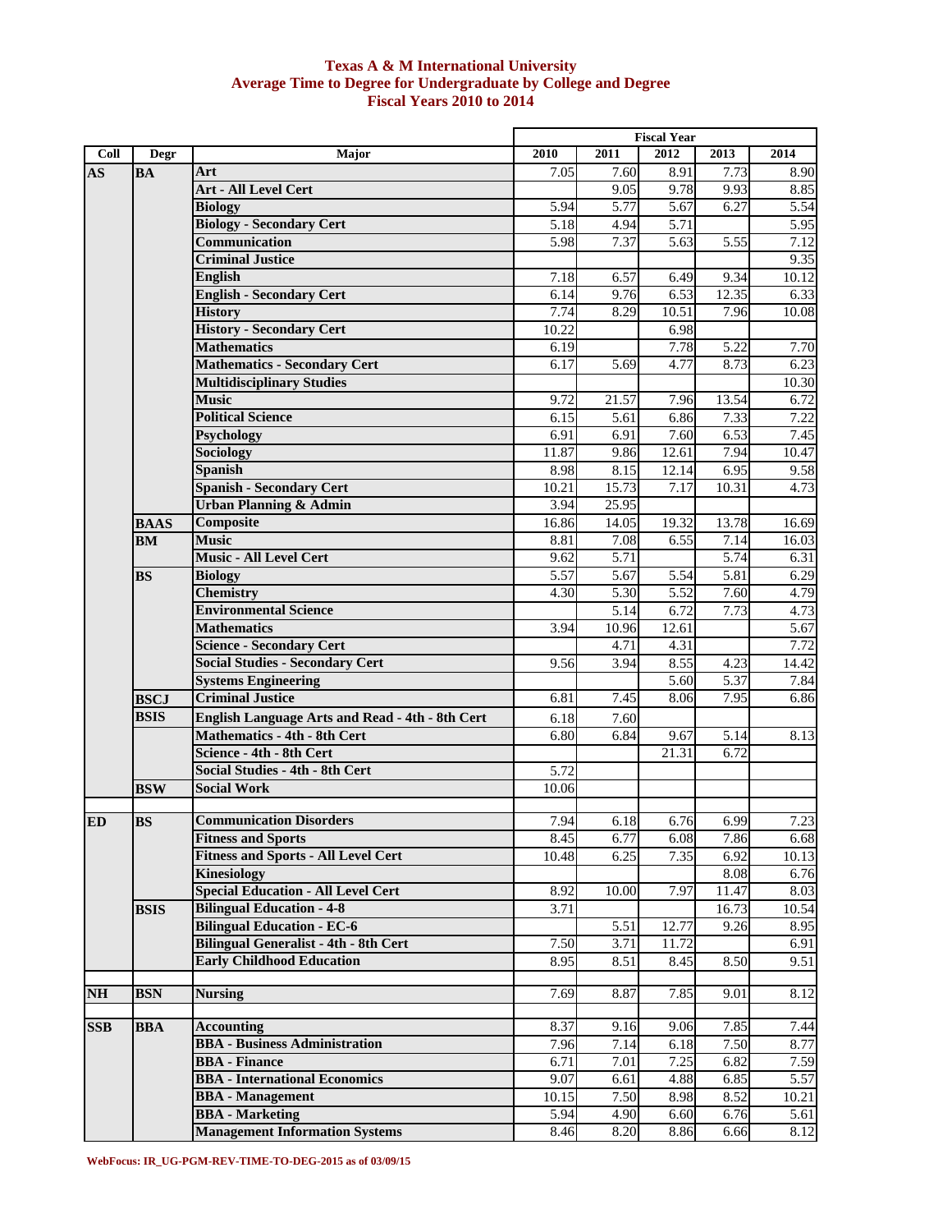# Texas A & M International University
## Average Time to Degree for Undergraduate by College and Degree
## Fiscal Years 2010 to 2014

| | | | Fiscal Year | | | | |
|---|---|---|---|---|---|---|---|
| **Coll** | **Degr** | **Major** | **2010** | **2011** | **2012** | **2013** | **2014** |
| **AS** | **BA** | **Art** | 7.05 | 7.60 | 8.91 | 7.73 | 8.90 |
| | | **Art - All Level Cert** | | 9.05 | 9.78 | 9.93 | 8.85 |
| | | **Biology** | 5.94 | 5.77 | 5.67 | 6.27 | 5.54 |
| | | **Biology - Secondary Cert** | 5.18 | 4.94 | 5.71 | | 5.95 |
| | | **Communication** | 5.98 | 7.37 | 5.63 | 5.55 | 7.12 |
| | | **Criminal Justice** | | | | | 9.35 |
| | | **English** | 7.18 | 6.57 | 6.49 | 9.34 | 10.12 |
| | | **English - Secondary Cert** | 6.14 | 9.76 | 6.53 | 12.35 | 6.33 |
| | | **History** | 7.74 | 8.29 | 10.51 | 7.96 | 10.08 |
| | | **History - Secondary Cert** | 10.22 | | 6.98 | | |
| | | **Mathematics** | 6.19 | | 7.78 | 5.22 | 7.70 |
| | | **Mathematics - Secondary Cert** | 6.17 | 5.69 | 4.77 | 8.73 | 6.23 |
| | | **Multidisciplinary Studies** | | | | | 10.30 |
| | | **Music** | 9.72 | 21.57 | 7.96 | 13.54 | 6.72 |
| | | **Political Science** | 6.15 | 5.61 | 6.86 | 7.33 | 7.22 |
| | | **Psychology** | 6.91 | 6.91 | 7.60 | 6.53 | 7.45 |
| | | **Sociology** | 11.87 | 9.86 | 12.61 | 7.94 | 10.47 |
| | | **Spanish** | 8.98 | 8.15 | 12.14 | 6.95 | 9.58 |
| | | **Spanish - Secondary Cert** | 10.21 | 15.73 | 7.17 | 10.31 | 4.73 |
| | | **Urban Planning & Admin** | 3.94 | 25.95 | | | |
| | **BAAS** | **Composite** | 16.86 | 14.05 | 19.32 | 13.78 | 16.69 |
| | **BM** | **Music** | 8.81 | 7.08 | 6.55 | 7.14 | 16.03 |
| | | **Music - All Level Cert** | 9.62 | 5.71 | | 5.74 | 6.31 |
| | **BS** | **Biology** | 5.57 | 5.67 | 5.54 | 5.81 | 6.29 |
| | | **Chemistry** | 4.30 | 5.30 | 5.52 | 7.60 | 4.79 |
| | | **Environmental Science** | | 5.14 | 6.72 | 7.73 | 4.73 |
| | | **Mathematics** | 3.94 | 10.96 | 12.61 | | 5.67 |
| | | **Science - Secondary Cert** | | 4.71 | 4.31 | | 7.72 |
| | | **Social Studies - Secondary Cert** | 9.56 | 3.94 | 8.55 | 4.23 | 14.42 |
| | | **Systems Engineering** | | | 5.60 | 5.37 | 7.84 |
| | **BSCJ** | **Criminal Justice** | 6.81 | 7.45 | 8.06 | 7.95 | 6.86 |
| | **BSIS** | **English Language Arts and Read - 4th - 8th Cert** | 6.18 | 7.60 | | | |
| | | **Mathematics - 4th - 8th Cert** | 6.80 | 6.84 | 9.67 | 5.14 | 8.13 |
| | | **Science - 4th - 8th Cert** | | | 21.31 | 6.72 | |
| | | **Social Studies - 4th - 8th Cert** | 5.72 | | | | |
| | **BSW** | **Social Work** | 10.06 | | | | |
| **ED** | **BS** | **Communication Disorders** | 7.94 | 6.18 | 6.76 | 6.99 | 7.23 |
| | | **Fitness and Sports** | 8.45 | 6.77 | 6.08 | 7.86 | 6.68 |
| | | **Fitness and Sports - All Level Cert** | 10.48 | 6.25 | 7.35 | 6.92 | 10.13 |
| | | **Kinesiology** | | | | 8.08 | 6.76 |
| | | **Special Education - All Level Cert** | 8.92 | 10.00 | 7.97 | 11.47 | 8.03 |
| | **BSIS** | **Bilingual Education - 4-8** | 3.71 | | | 16.73 | 10.54 |
| | | **Bilingual Education - EC-6** | | 5.51 | 12.77 | 9.26 | 8.95 |
| | | **Bilingual Generalist - 4th - 8th Cert** | 7.50 | 3.71 | 11.72 | | 6.91 |
| | | **Early Childhood Education** | 8.95 | 8.51 | 8.45 | 8.50 | 9.51 |
| **NH** | **BSN** | **Nursing** | 7.69 | 8.87 | 7.85 | 9.01 | 8.12 |
| **SSB** | **BBA** | **Accounting** | 8.37 | 9.16 | 9.06 | 7.85 | 7.44 |
| | | **BBA - Business Administration** | 7.96 | 7.14 | 6.18 | 7.50 | 8.77 |
| | | **BBA - Finance** | 6.71 | 7.01 | 7.25 | 6.82 | 7.59 |
| | | **BBA - International Economics** | 9.07 | 6.61 | 4.88 | 6.85 | 5.57 |
| | | **BBA - Management** | 10.15 | 7.50 | 8.98 | 8.52 | 10.21 |
| | | **BBA - Marketing** | 5.94 | 4.90 | 6.60 | 6.76 | 5.61 |
| | | **Management Information Systems** | 8.46 | 8.20 | 8.86 | 6.66 | 8.12 |

WebFocus: IR_UG-PGM-REV-TIME-TO-DEG-2015 as of 03/09/15